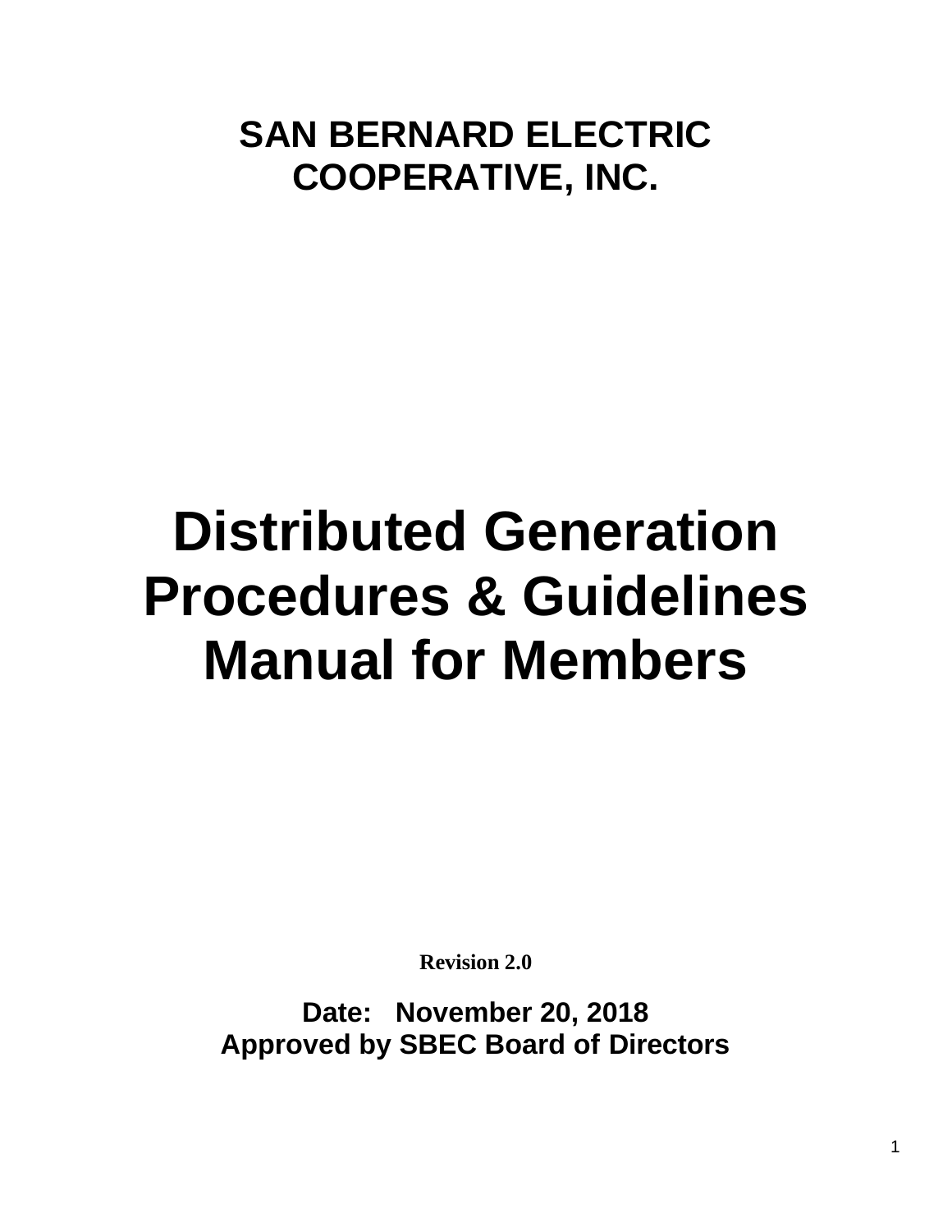# SAN BERNARD ELECTRIC COOPERATIVE, INC.

# Distributed Generation Procedures & Guidelines Manual for Members

**Revision 2.0**

**Date: November 20, 2018**
**Approved by SBEC Board of Directors**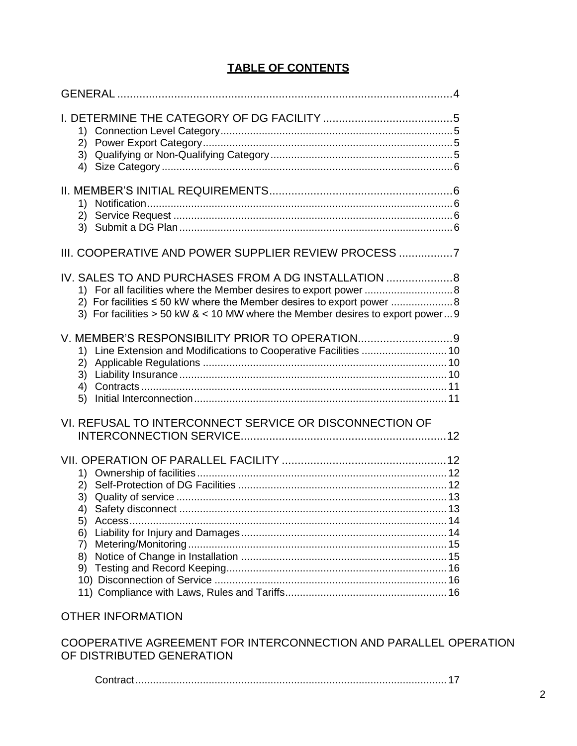# TABLE OF CONTENTS

GENERAL ........................................................................................................4

I. DETERMINE THE CATEGORY OF DG FACILITY .........................................5
1) Connection Level Category..............................................................................5
2) Power Export Category....................................................................................5
3) Qualifying or Non-Qualifying Category..............................................................5
4) Size Category..................................................................................................6

II. MEMBER'S INITIAL REQUIREMENTS..........................................................6
1) Notification.......................................................................................................6
2) Service Request ..............................................................................................6
3) Submit a DG Plan............................................................................................6

III. COOPERATIVE AND POWER SUPPLIER REVIEW PROCESS .................7

IV. SALES TO AND PURCHASES FROM A DG INSTALLATION .....................8
1) For all facilities where the Member desires to export power .............................8
2) For facilities ≤ 50 kW where the Member desires to export power .....................8
3) For facilities > 50 kW & < 10 MW where the Member desires to export power...9

V. MEMBER'S RESPONSIBILITY PRIOR TO OPERATION..............................9
1) Line Extension and Modifications to Cooperative Facilities .............................10
2) Applicable Regulations ..................................................................................10
3) Liability Insurance..........................................................................................10
4) Contracts.......................................................................................................11
5) Initial Interconnection.....................................................................................11

VI. REFUSAL TO INTERCONNECT SERVICE OR DISCONNECTION OF INTERCONNECTION SERVICE.................................................................12

VII. OPERATION OF PARALLEL FACILITY ....................................................12
1) Ownership of facilities....................................................................................12
2) Self-Protection of DG Facilities ......................................................................12
3) Quality of service ...........................................................................................13
4) Safety disconnect ..........................................................................................13
5) Access...........................................................................................................14
6) Liability for Injury and Damages.....................................................................14
7) Metering/Monitoring.......................................................................................15
8) Notice of Change in Installation .....................................................................15
9) Testing and Record Keeping..........................................................................16
10) Disconnection of Service ..............................................................................16
11) Compliance with Laws, Rules and Tariffs......................................................16

OTHER INFORMATION

COOPERATIVE AGREEMENT FOR INTERCONNECTION AND PARALLEL OPERATION OF DISTRIBUTED GENERATION

Contract.........................................................................................................17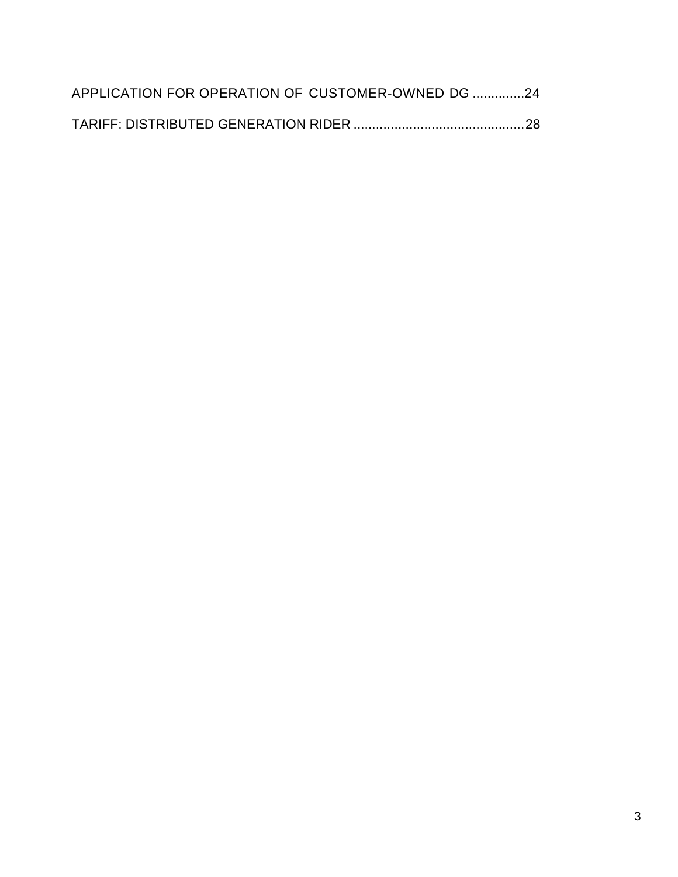APPLICATION FOR OPERATION OF CUSTOMER-OWNED DG ..............24

TARIFF: DISTRIBUTED GENERATION RIDER ..............................................28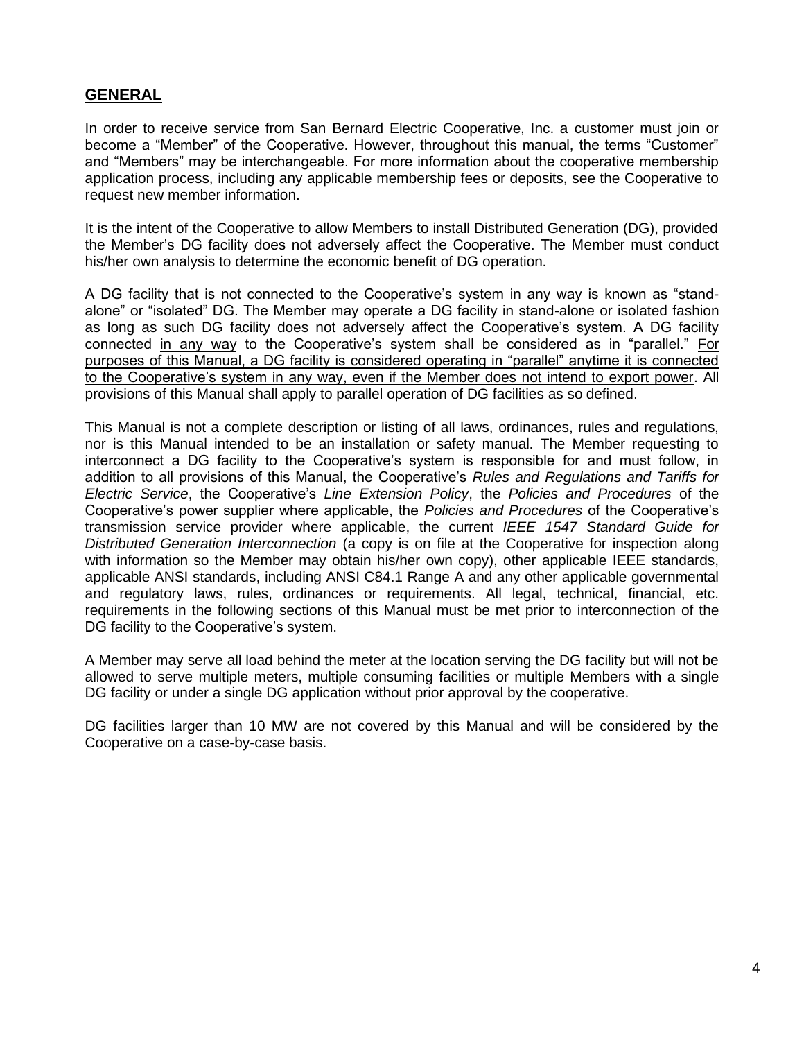## GENERAL

In order to receive service from San Bernard Electric Cooperative, Inc. a customer must join or become a "Member" of the Cooperative. However, throughout this manual, the terms "Customer" and "Members" may be interchangeable. For more information about the cooperative membership application process, including any applicable membership fees or deposits, see the Cooperative to request new member information.

It is the intent of the Cooperative to allow Members to install Distributed Generation (DG), provided the Member's DG facility does not adversely affect the Cooperative. The Member must conduct his/her own analysis to determine the economic benefit of DG operation.

A DG facility that is not connected to the Cooperative's system in any way is known as "stand-alone" or "isolated" DG. The Member may operate a DG facility in stand-alone or isolated fashion as long as such DG facility does not adversely affect the Cooperative's system. A DG facility connected <u>in any way</u> to the Cooperative's system shall be considered as in "parallel." <u>For purposes of this Manual, a DG facility is considered operating in "parallel" anytime it is connected to the Cooperative's system in any way, even if the Member does not intend to export power</u>. All provisions of this Manual shall apply to parallel operation of DG facilities as so defined.

This Manual is not a complete description or listing of all laws, ordinances, rules and regulations, nor is this Manual intended to be an installation or safety manual. The Member requesting to interconnect a DG facility to the Cooperative's system is responsible for and must follow, in addition to all provisions of this Manual, the Cooperative's *Rules and Regulations and Tariffs for Electric Service*, the Cooperative's *Line Extension Policy*, the *Policies and Procedures* of the Cooperative's power supplier where applicable, the *Policies and Procedures* of the Cooperative's transmission service provider where applicable, the current *IEEE 1547 Standard Guide for Distributed Generation Interconnection* (a copy is on file at the Cooperative for inspection along with information so the Member may obtain his/her own copy), other applicable IEEE standards, applicable ANSI standards, including ANSI C84.1 Range A and any other applicable governmental and regulatory laws, rules, ordinances or requirements. All legal, technical, financial, etc. requirements in the following sections of this Manual must be met prior to interconnection of the DG facility to the Cooperative's system.

A Member may serve all load behind the meter at the location serving the DG facility but will not be allowed to serve multiple meters, multiple consuming facilities or multiple Members with a single DG facility or under a single DG application without prior approval by the cooperative.

DG facilities larger than 10 MW are not covered by this Manual and will be considered by the Cooperative on a case-by-case basis.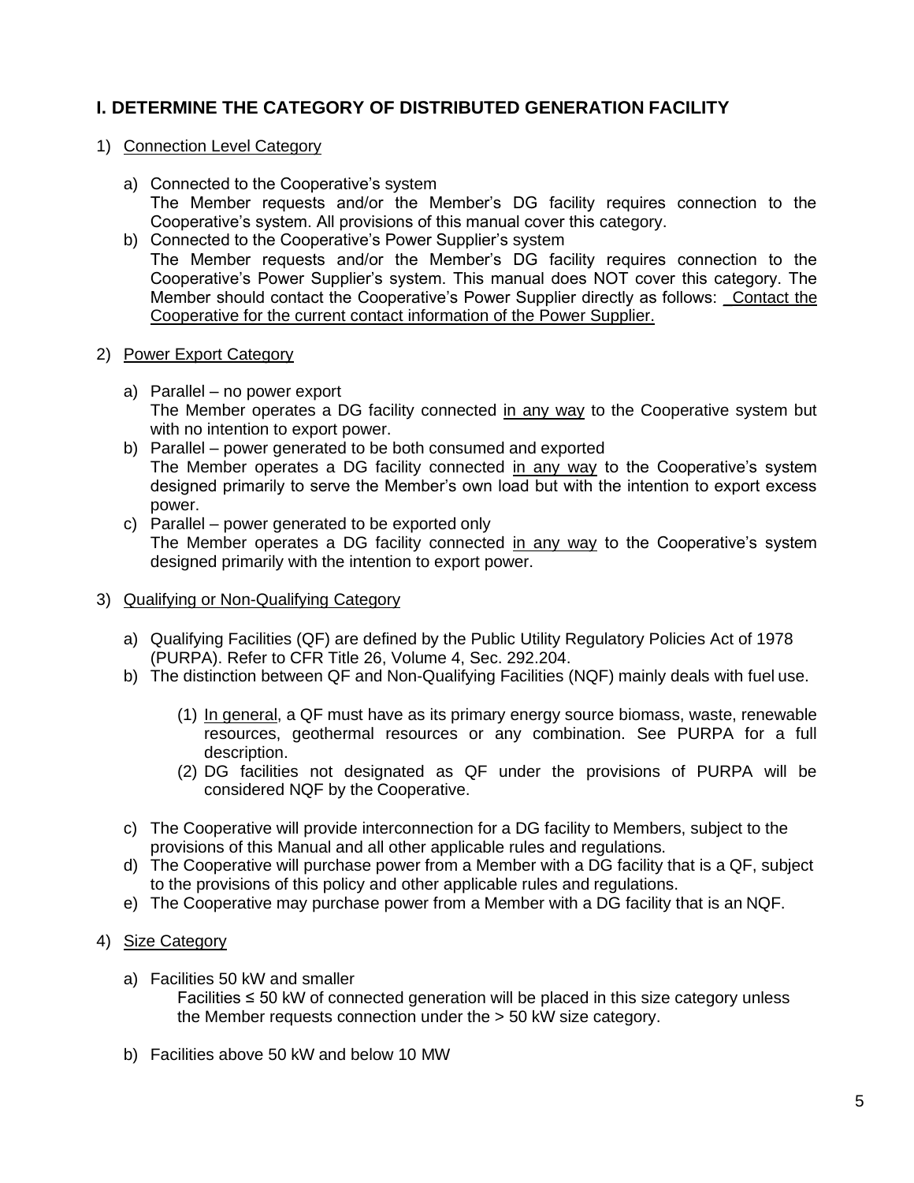## I. DETERMINE THE CATEGORY OF DISTRIBUTED GENERATION FACILITY

1) Connection Level Category

   a) Connected to the Cooperative's system
      The Member requests and/or the Member's DG facility requires connection to the Cooperative's system. All provisions of this manual cover this category.
   b) Connected to the Cooperative's Power Supplier's system
      The Member requests and/or the Member's DG facility requires connection to the Cooperative's Power Supplier's system. This manual does NOT cover this category. The Member should contact the Cooperative's Power Supplier directly as follows: Contact the Cooperative for the current contact information of the Power Supplier.

2) Power Export Category

   a) Parallel – no power export
      The Member operates a DG facility connected in any way to the Cooperative system but with no intention to export power.
   b) Parallel – power generated to be both consumed and exported
      The Member operates a DG facility connected in any way to the Cooperative's system designed primarily to serve the Member's own load but with the intention to export excess power.
   c) Parallel – power generated to be exported only
      The Member operates a DG facility connected in any way to the Cooperative's system designed primarily with the intention to export power.

3) Qualifying or Non-Qualifying Category

   a) Qualifying Facilities (QF) are defined by the Public Utility Regulatory Policies Act of 1978 (PURPA). Refer to CFR Title 26, Volume 4, Sec. 292.204.
   b) The distinction between QF and Non-Qualifying Facilities (NQF) mainly deals with fuel use.

      (1) In general, a QF must have as its primary energy source biomass, waste, renewable resources, geothermal resources or any combination. See PURPA for a full description.
      (2) DG facilities not designated as QF under the provisions of PURPA will be considered NQF by the Cooperative.

   c) The Cooperative will provide interconnection for a DG facility to Members, subject to the provisions of this Manual and all other applicable rules and regulations.
   d) The Cooperative will purchase power from a Member with a DG facility that is a QF, subject to the provisions of this policy and other applicable rules and regulations.
   e) The Cooperative may purchase power from a Member with a DG facility that is an NQF.

4) Size Category

   a) Facilities 50 kW and smaller
      Facilities ≤ 50 kW of connected generation will be placed in this size category unless the Member requests connection under the > 50 kW size category.

   b) Facilities above 50 kW and below 10 MW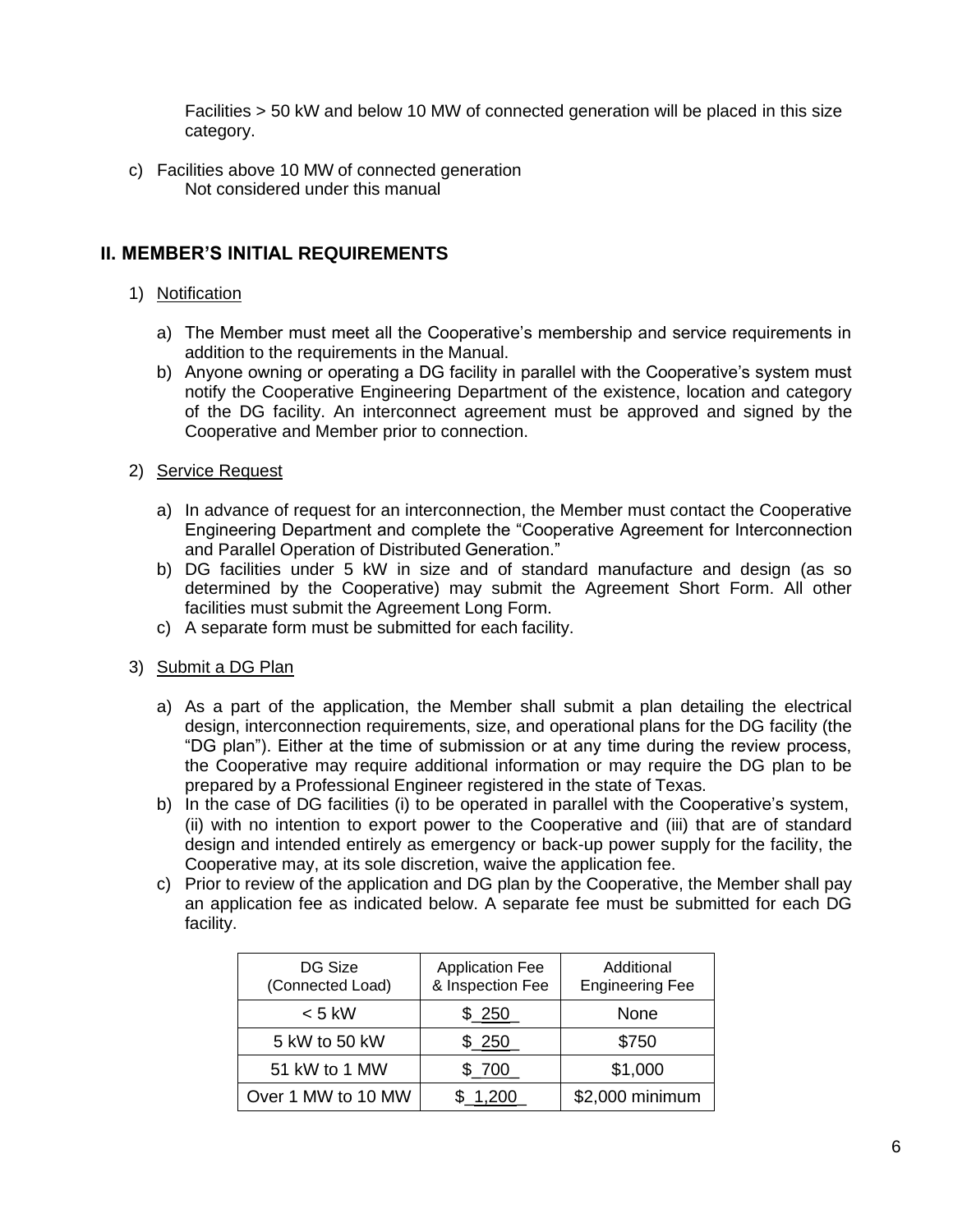Facilities > 50 kW and below 10 MW of connected generation will be placed in this size category.

c) Facilities above 10 MW of connected generation
   Not considered under this manual

## II. MEMBER'S INITIAL REQUIREMENTS

1) Notification

   a) The Member must meet all the Cooperative's membership and service requirements in addition to the requirements in the Manual.
   b) Anyone owning or operating a DG facility in parallel with the Cooperative's system must notify the Cooperative Engineering Department of the existence, location and category of the DG facility. An interconnect agreement must be approved and signed by the Cooperative and Member prior to connection.

2) Service Request

   a) In advance of request for an interconnection, the Member must contact the Cooperative Engineering Department and complete the "Cooperative Agreement for Interconnection and Parallel Operation of Distributed Generation."
   b) DG facilities under 5 kW in size and of standard manufacture and design (as so determined by the Cooperative) may submit the Agreement Short Form. All other facilities must submit the Agreement Long Form.
   c) A separate form must be submitted for each facility.

3) Submit a DG Plan

   a) As a part of the application, the Member shall submit a plan detailing the electrical design, interconnection requirements, size, and operational plans for the DG facility (the "DG plan"). Either at the time of submission or at any time during the review process, the Cooperative may require additional information or may require the DG plan to be prepared by a Professional Engineer registered in the state of Texas.
   b) In the case of DG facilities (i) to be operated in parallel with the Cooperative's system, (ii) with no intention to export power to the Cooperative and (iii) that are of standard design and intended entirely as emergency or back-up power supply for the facility, the Cooperative may, at its sole discretion, waive the application fee.
   c) Prior to review of the application and DG plan by the Cooperative, the Member shall pay an application fee as indicated below. A separate fee must be submitted for each DG facility.

| DG Size (Connected Load) | Application Fee & Inspection Fee | Additional Engineering Fee |
|---|---|---|
| < 5 kW | $ 250 | None |
| 5 kW to 50 kW | $ 250 | $750 |
| 51 kW to 1 MW | $ 700 | $1,000 |
| Over 1 MW to 10 MW | $ 1,200 | $2,000 minimum |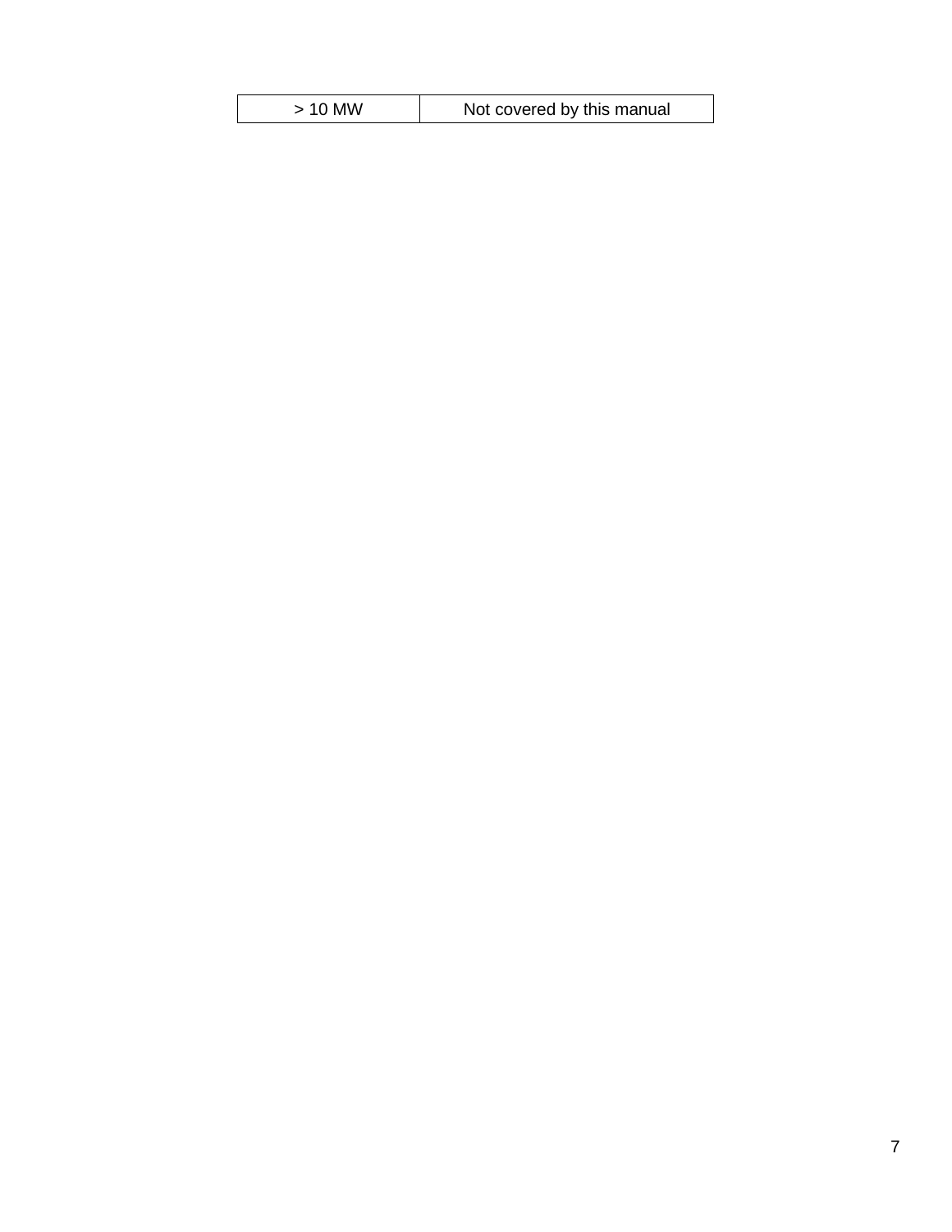| > 10 MW | Not covered by this manual |
| --- | --- |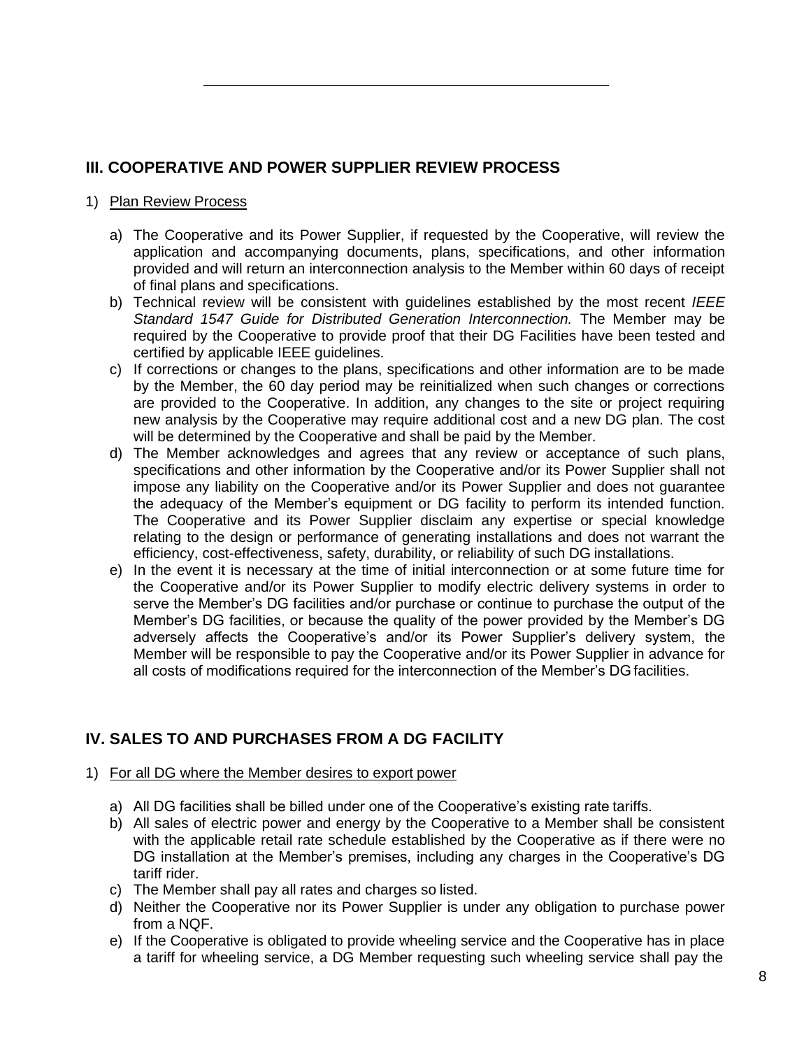## III. COOPERATIVE AND POWER SUPPLIER REVIEW PROCESS

1) Plan Review Process

   a) The Cooperative and its Power Supplier, if requested by the Cooperative, will review the application and accompanying documents, plans, specifications, and other information provided and will return an interconnection analysis to the Member within 60 days of receipt of final plans and specifications.
   b) Technical review will be consistent with guidelines established by the most recent *IEEE Standard 1547 Guide for Distributed Generation Interconnection.* The Member may be required by the Cooperative to provide proof that their DG Facilities have been tested and certified by applicable IEEE guidelines.
   c) If corrections or changes to the plans, specifications and other information are to be made by the Member, the 60 day period may be reinitialized when such changes or corrections are provided to the Cooperative. In addition, any changes to the site or project requiring new analysis by the Cooperative may require additional cost and a new DG plan. The cost will be determined by the Cooperative and shall be paid by the Member.
   d) The Member acknowledges and agrees that any review or acceptance of such plans, specifications and other information by the Cooperative and/or its Power Supplier shall not impose any liability on the Cooperative and/or its Power Supplier and does not guarantee the adequacy of the Member's equipment or DG facility to perform its intended function. The Cooperative and its Power Supplier disclaim any expertise or special knowledge relating to the design or performance of generating installations and does not warrant the efficiency, cost-effectiveness, safety, durability, or reliability of such DG installations.
   e) In the event it is necessary at the time of initial interconnection or at some future time for the Cooperative and/or its Power Supplier to modify electric delivery systems in order to serve the Member's DG facilities and/or purchase or continue to purchase the output of the Member's DG facilities, or because the quality of the power provided by the Member's DG adversely affects the Cooperative's and/or its Power Supplier's delivery system, the Member will be responsible to pay the Cooperative and/or its Power Supplier in advance for all costs of modifications required for the interconnection of the Member's DG facilities.

## IV. SALES TO AND PURCHASES FROM A DG FACILITY

1) For all DG where the Member desires to export power

   a) All DG facilities shall be billed under one of the Cooperative's existing rate tariffs.
   b) All sales of electric power and energy by the Cooperative to a Member shall be consistent with the applicable retail rate schedule established by the Cooperative as if there were no DG installation at the Member's premises, including any charges in the Cooperative's DG tariff rider.
   c) The Member shall pay all rates and charges so listed.
   d) Neither the Cooperative nor its Power Supplier is under any obligation to purchase power from a NQF.
   e) If the Cooperative is obligated to provide wheeling service and the Cooperative has in place a tariff for wheeling service, a DG Member requesting such wheeling service shall pay the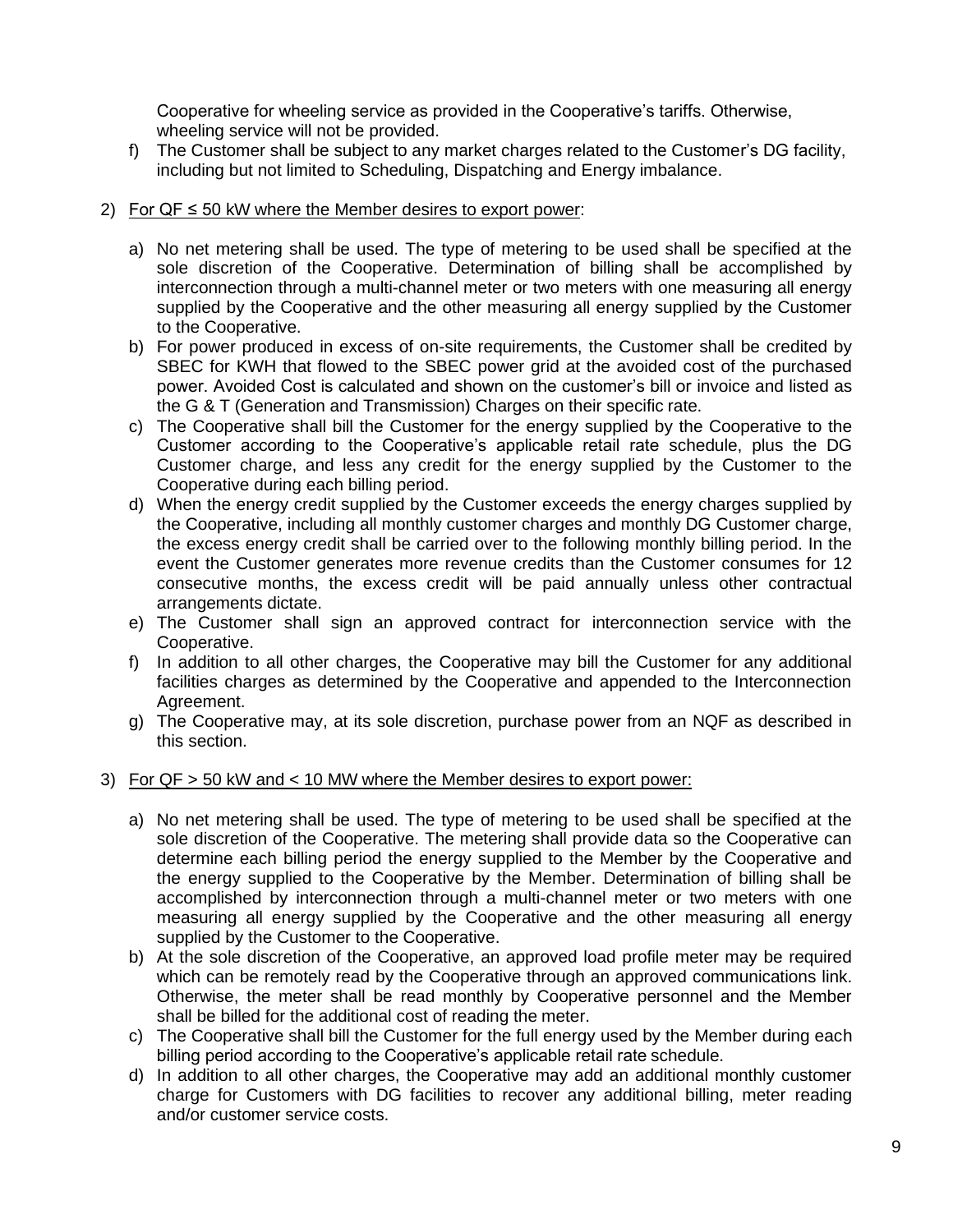Cooperative for wheeling service as provided in the Cooperative's tariffs. Otherwise, wheeling service will not be provided.

f) The Customer shall be subject to any market charges related to the Customer's DG facility, including but not limited to Scheduling, Dispatching and Energy imbalance.

2) <u>For QF ≤ 50 kW where the Member desires to export power</u>:

a) No net metering shall be used. The type of metering to be used shall be specified at the sole discretion of the Cooperative. Determination of billing shall be accomplished by interconnection through a multi-channel meter or two meters with one measuring all energy supplied by the Cooperative and the other measuring all energy supplied by the Customer to the Cooperative.

b) For power produced in excess of on-site requirements, the Customer shall be credited by SBEC for KWH that flowed to the SBEC power grid at the avoided cost of the purchased power. Avoided Cost is calculated and shown on the customer's bill or invoice and listed as the G & T (Generation and Transmission) Charges on their specific rate.

c) The Cooperative shall bill the Customer for the energy supplied by the Cooperative to the Customer according to the Cooperative's applicable retail rate schedule, plus the DG Customer charge, and less any credit for the energy supplied by the Customer to the Cooperative during each billing period.

d) When the energy credit supplied by the Customer exceeds the energy charges supplied by the Cooperative, including all monthly customer charges and monthly DG Customer charge, the excess energy credit shall be carried over to the following monthly billing period. In the event the Customer generates more revenue credits than the Customer consumes for 12 consecutive months, the excess credit will be paid annually unless other contractual arrangements dictate.

e) The Customer shall sign an approved contract for interconnection service with the Cooperative.

f) In addition to all other charges, the Cooperative may bill the Customer for any additional facilities charges as determined by the Cooperative and appended to the Interconnection Agreement.

g) The Cooperative may, at its sole discretion, purchase power from an NQF as described in this section.

3) <u>For QF > 50 kW and < 10 MW where the Member desires to export power:</u>

a) No net metering shall be used. The type of metering to be used shall be specified at the sole discretion of the Cooperative. The metering shall provide data so the Cooperative can determine each billing period the energy supplied to the Member by the Cooperative and the energy supplied to the Cooperative by the Member. Determination of billing shall be accomplished by interconnection through a multi-channel meter or two meters with one measuring all energy supplied by the Cooperative and the other measuring all energy supplied by the Customer to the Cooperative.

b) At the sole discretion of the Cooperative, an approved load profile meter may be required which can be remotely read by the Cooperative through an approved communications link. Otherwise, the meter shall be read monthly by Cooperative personnel and the Member shall be billed for the additional cost of reading the meter.

c) The Cooperative shall bill the Customer for the full energy used by the Member during each billing period according to the Cooperative's applicable retail rate schedule.

d) In addition to all other charges, the Cooperative may add an additional monthly customer charge for Customers with DG facilities to recover any additional billing, meter reading and/or customer service costs.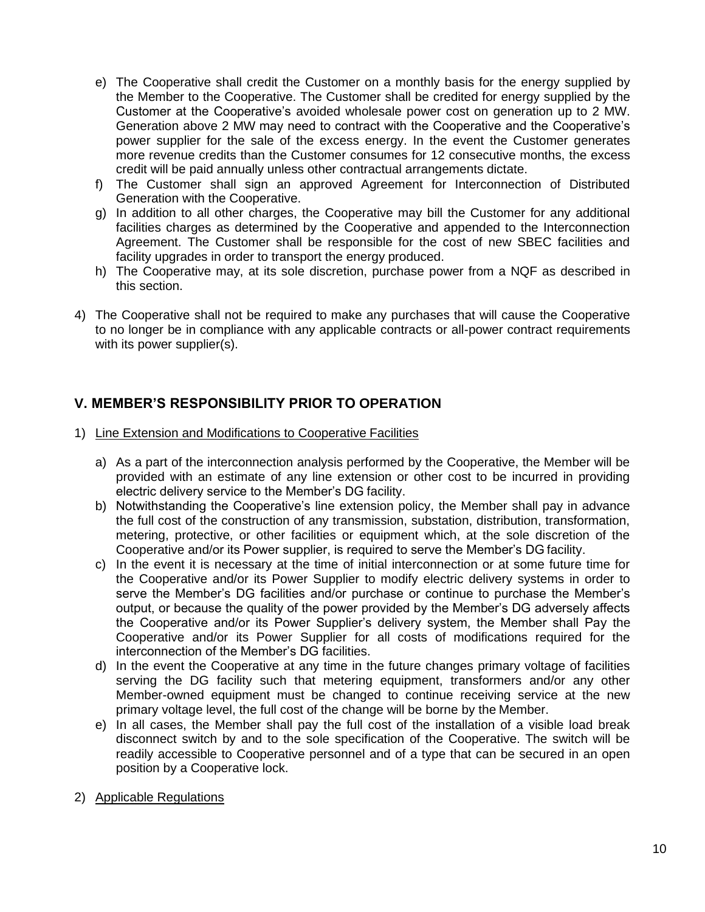e) The Cooperative shall credit the Customer on a monthly basis for the energy supplied by the Member to the Cooperative. The Customer shall be credited for energy supplied by the Customer at the Cooperative's avoided wholesale power cost on generation up to 2 MW. Generation above 2 MW may need to contract with the Cooperative and the Cooperative's power supplier for the sale of the excess energy. In the event the Customer generates more revenue credits than the Customer consumes for 12 consecutive months, the excess credit will be paid annually unless other contractual arrangements dictate.

f) The Customer shall sign an approved Agreement for Interconnection of Distributed Generation with the Cooperative.

g) In addition to all other charges, the Cooperative may bill the Customer for any additional facilities charges as determined by the Cooperative and appended to the Interconnection Agreement. The Customer shall be responsible for the cost of new SBEC facilities and facility upgrades in order to transport the energy produced.

h) The Cooperative may, at its sole discretion, purchase power from a NQF as described in this section.

4) The Cooperative shall not be required to make any purchases that will cause the Cooperative to no longer be in compliance with any applicable contracts or all-power contract requirements with its power supplier(s).

## V. MEMBER'S RESPONSIBILITY PRIOR TO OPERATION

1) Line Extension and Modifications to Cooperative Facilities

   a) As a part of the interconnection analysis performed by the Cooperative, the Member will be provided with an estimate of any line extension or other cost to be incurred in providing electric delivery service to the Member's DG facility.

   b) Notwithstanding the Cooperative's line extension policy, the Member shall pay in advance the full cost of the construction of any transmission, substation, distribution, transformation, metering, protective, or other facilities or equipment which, at the sole discretion of the Cooperative and/or its Power supplier, is required to serve the Member's DG facility.

   c) In the event it is necessary at the time of initial interconnection or at some future time for the Cooperative and/or its Power Supplier to modify electric delivery systems in order to serve the Member's DG facilities and/or purchase or continue to purchase the Member's output, or because the quality of the power provided by the Member's DG adversely affects the Cooperative and/or its Power Supplier's delivery system, the Member shall Pay the Cooperative and/or its Power Supplier for all costs of modifications required for the interconnection of the Member's DG facilities.

   d) In the event the Cooperative at any time in the future changes primary voltage of facilities serving the DG facility such that metering equipment, transformers and/or any other Member-owned equipment must be changed to continue receiving service at the new primary voltage level, the full cost of the change will be borne by the Member.

   e) In all cases, the Member shall pay the full cost of the installation of a visible load break disconnect switch by and to the sole specification of the Cooperative. The switch will be readily accessible to Cooperative personnel and of a type that can be secured in an open position by a Cooperative lock.

2) Applicable Regulations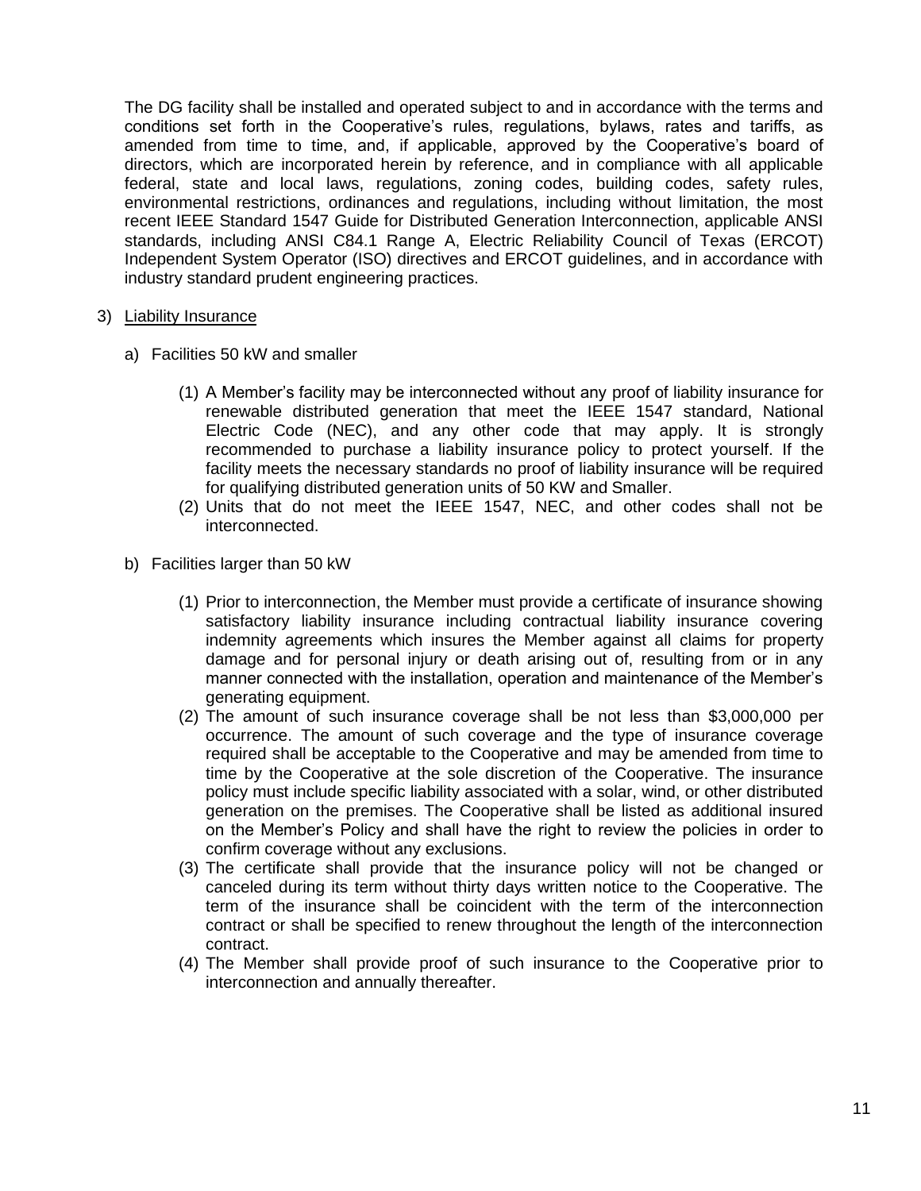The DG facility shall be installed and operated subject to and in accordance with the terms and conditions set forth in the Cooperative's rules, regulations, bylaws, rates and tariffs, as amended from time to time, and, if applicable, approved by the Cooperative's board of directors, which are incorporated herein by reference, and in compliance with all applicable federal, state and local laws, regulations, zoning codes, building codes, safety rules, environmental restrictions, ordinances and regulations, including without limitation, the most recent IEEE Standard 1547 Guide for Distributed Generation Interconnection, applicable ANSI standards, including ANSI C84.1 Range A, Electric Reliability Council of Texas (ERCOT) Independent System Operator (ISO) directives and ERCOT guidelines, and in accordance with industry standard prudent engineering practices.

3) <u>Liability Insurance</u>

   a) Facilities 50 kW and smaller

      (1) A Member's facility may be interconnected without any proof of liability insurance for renewable distributed generation that meet the IEEE 1547 standard, National Electric Code (NEC), and any other code that may apply. It is strongly recommended to purchase a liability insurance policy to protect yourself. If the facility meets the necessary standards no proof of liability insurance will be required for qualifying distributed generation units of 50 KW and Smaller.

      (2) Units that do not meet the IEEE 1547, NEC, and other codes shall not be interconnected.

   b) Facilities larger than 50 kW

      (1) Prior to interconnection, the Member must provide a certificate of insurance showing satisfactory liability insurance including contractual liability insurance covering indemnity agreements which insures the Member against all claims for property damage and for personal injury or death arising out of, resulting from or in any manner connected with the installation, operation and maintenance of the Member's generating equipment.

      (2) The amount of such insurance coverage shall be not less than $3,000,000 per occurrence. The amount of such coverage and the type of insurance coverage required shall be acceptable to the Cooperative and may be amended from time to time by the Cooperative at the sole discretion of the Cooperative. The insurance policy must include specific liability associated with a solar, wind, or other distributed generation on the premises. The Cooperative shall be listed as additional insured on the Member's Policy and shall have the right to review the policies in order to confirm coverage without any exclusions.

      (3) The certificate shall provide that the insurance policy will not be changed or canceled during its term without thirty days written notice to the Cooperative. The term of the insurance shall be coincident with the term of the interconnection contract or shall be specified to renew throughout the length of the interconnection contract.

      (4) The Member shall provide proof of such insurance to the Cooperative prior to interconnection and annually thereafter.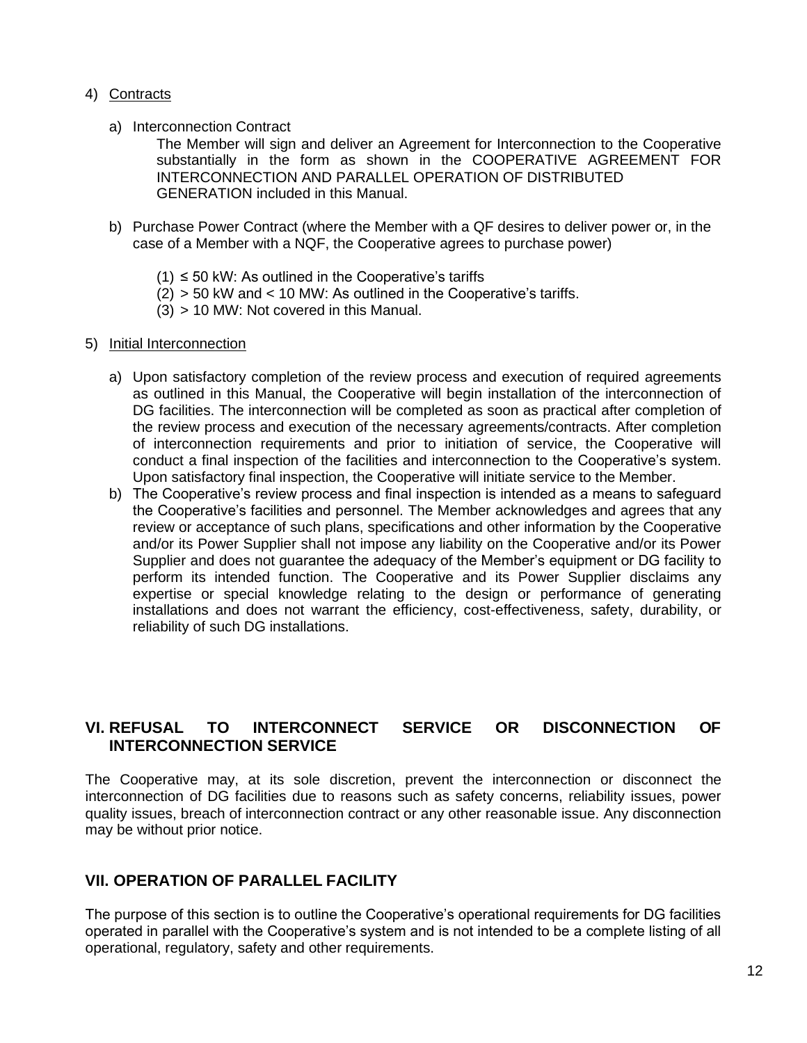4) Contracts

   a) Interconnection Contract

      The Member will sign and deliver an Agreement for Interconnection to the Cooperative substantially in the form as shown in the COOPERATIVE AGREEMENT FOR INTERCONNECTION AND PARALLEL OPERATION OF DISTRIBUTED GENERATION included in this Manual.

   b) Purchase Power Contract (where the Member with a QF desires to deliver power or, in the case of a Member with a NQF, the Cooperative agrees to purchase power)

      (1) ≤ 50 kW: As outlined in the Cooperative's tariffs
      (2) > 50 kW and < 10 MW: As outlined in the Cooperative's tariffs.
      (3) > 10 MW: Not covered in this Manual.

5) Initial Interconnection

   a) Upon satisfactory completion of the review process and execution of required agreements as outlined in this Manual, the Cooperative will begin installation of the interconnection of DG facilities. The interconnection will be completed as soon as practical after completion of the review process and execution of the necessary agreements/contracts. After completion of interconnection requirements and prior to initiation of service, the Cooperative will conduct a final inspection of the facilities and interconnection to the Cooperative's system. Upon satisfactory final inspection, the Cooperative will initiate service to the Member.
   b) The Cooperative's review process and final inspection is intended as a means to safeguard the Cooperative's facilities and personnel. The Member acknowledges and agrees that any review or acceptance of such plans, specifications and other information by the Cooperative and/or its Power Supplier shall not impose any liability on the Cooperative and/or its Power Supplier and does not guarantee the adequacy of the Member's equipment or DG facility to perform its intended function. The Cooperative and its Power Supplier disclaims any expertise or special knowledge relating to the design or performance of generating installations and does not warrant the efficiency, cost-effectiveness, safety, durability, or reliability of such DG installations.

## VI. REFUSAL TO INTERCONNECT SERVICE OR DISCONNECTION OF INTERCONNECTION SERVICE

The Cooperative may, at its sole discretion, prevent the interconnection or disconnect the interconnection of DG facilities due to reasons such as safety concerns, reliability issues, power quality issues, breach of interconnection contract or any other reasonable issue. Any disconnection may be without prior notice.

## VII. OPERATION OF PARALLEL FACILITY

The purpose of this section is to outline the Cooperative's operational requirements for DG facilities operated in parallel with the Cooperative's system and is not intended to be a complete listing of all operational, regulatory, safety and other requirements.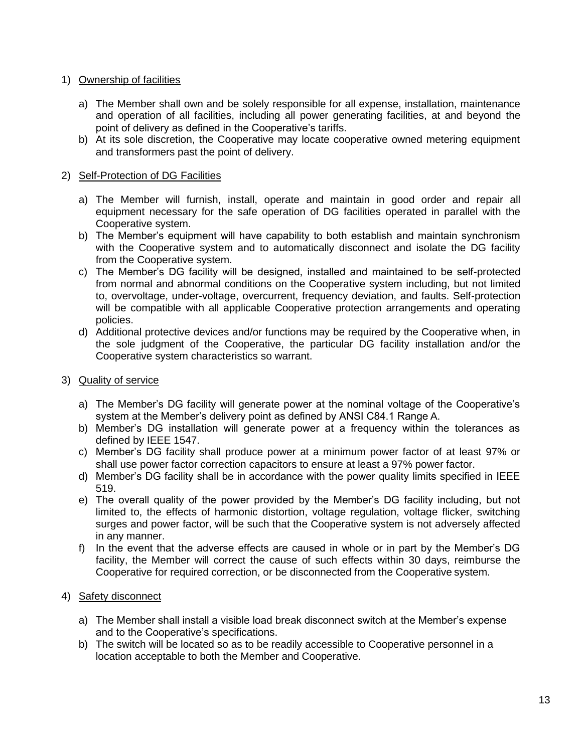1) <u>Ownership of facilities</u>

   a) The Member shall own and be solely responsible for all expense, installation, maintenance and operation of all facilities, including all power generating facilities, at and beyond the point of delivery as defined in the Cooperative's tariffs.
   b) At its sole discretion, the Cooperative may locate cooperative owned metering equipment and transformers past the point of delivery.

2) <u>Self-Protection of DG Facilities</u>

   a) The Member will furnish, install, operate and maintain in good order and repair all equipment necessary for the safe operation of DG facilities operated in parallel with the Cooperative system.
   b) The Member's equipment will have capability to both establish and maintain synchronism with the Cooperative system and to automatically disconnect and isolate the DG facility from the Cooperative system.
   c) The Member's DG facility will be designed, installed and maintained to be self-protected from normal and abnormal conditions on the Cooperative system including, but not limited to, overvoltage, under-voltage, overcurrent, frequency deviation, and faults. Self-protection will be compatible with all applicable Cooperative protection arrangements and operating policies.
   d) Additional protective devices and/or functions may be required by the Cooperative when, in the sole judgment of the Cooperative, the particular DG facility installation and/or the Cooperative system characteristics so warrant.

3) <u>Quality of service</u>

   a) The Member's DG facility will generate power at the nominal voltage of the Cooperative's system at the Member's delivery point as defined by ANSI C84.1 Range A.
   b) Member's DG installation will generate power at a frequency within the tolerances as defined by IEEE 1547.
   c) Member's DG facility shall produce power at a minimum power factor of at least 97% or shall use power factor correction capacitors to ensure at least a 97% power factor.
   d) Member's DG facility shall be in accordance with the power quality limits specified in IEEE 519.
   e) The overall quality of the power provided by the Member's DG facility including, but not limited to, the effects of harmonic distortion, voltage regulation, voltage flicker, switching surges and power factor, will be such that the Cooperative system is not adversely affected in any manner.
   f) In the event that the adverse effects are caused in whole or in part by the Member's DG facility, the Member will correct the cause of such effects within 30 days, reimburse the Cooperative for required correction, or be disconnected from the Cooperative system.

4) <u>Safety disconnect</u>

   a) The Member shall install a visible load break disconnect switch at the Member's expense and to the Cooperative's specifications.
   b) The switch will be located so as to be readily accessible to Cooperative personnel in a location acceptable to both the Member and Cooperative.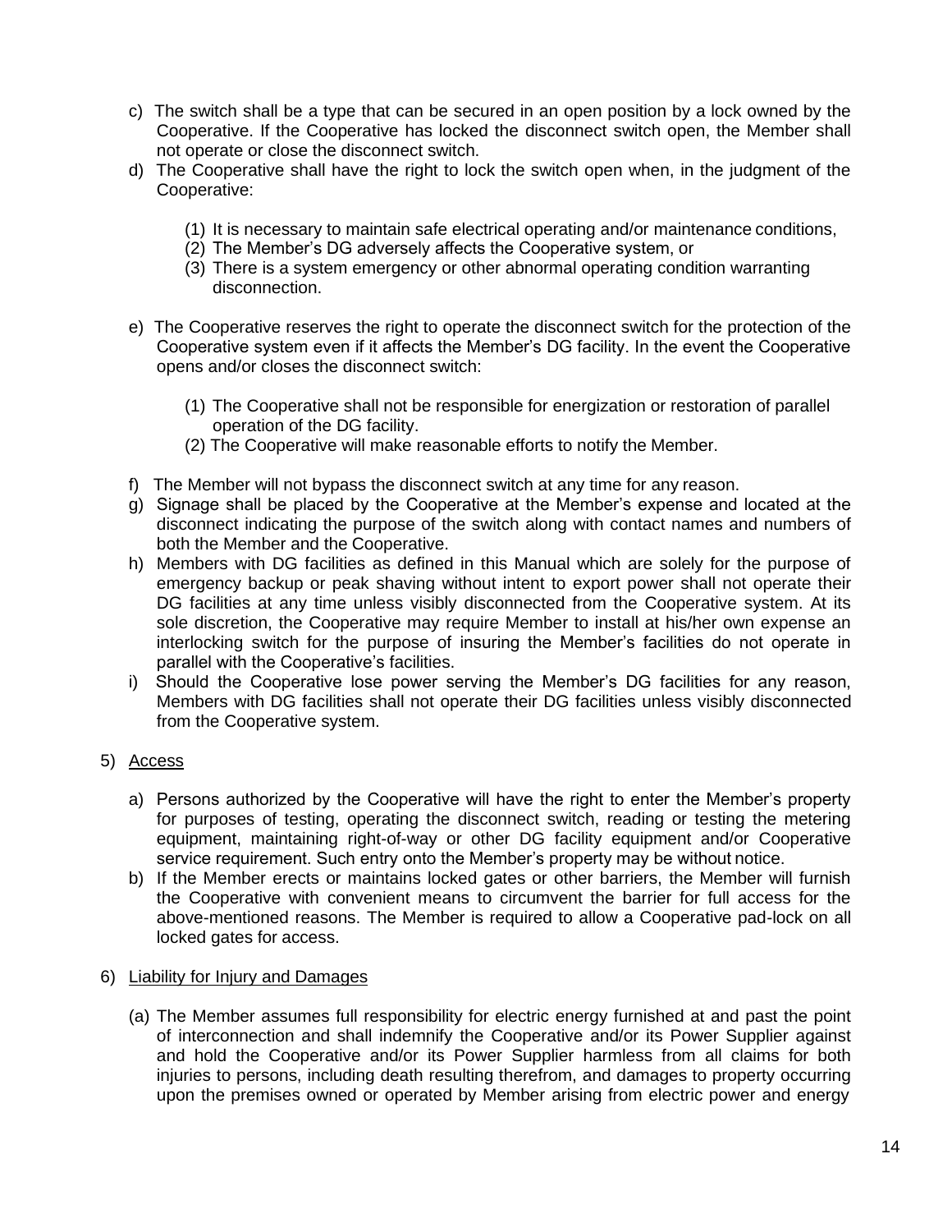c) The switch shall be a type that can be secured in an open position by a lock owned by the Cooperative. If the Cooperative has locked the disconnect switch open, the Member shall not operate or close the disconnect switch.

d) The Cooperative shall have the right to lock the switch open when, in the judgment of the Cooperative:

    (1) It is necessary to maintain safe electrical operating and/or maintenance conditions,
    (2) The Member's DG adversely affects the Cooperative system, or
    (3) There is a system emergency or other abnormal operating condition warranting disconnection.

e) The Cooperative reserves the right to operate the disconnect switch for the protection of the Cooperative system even if it affects the Member's DG facility. In the event the Cooperative opens and/or closes the disconnect switch:

    (1) The Cooperative shall not be responsible for energization or restoration of parallel operation of the DG facility.
    (2) The Cooperative will make reasonable efforts to notify the Member.

f) The Member will not bypass the disconnect switch at any time for any reason.

g) Signage shall be placed by the Cooperative at the Member's expense and located at the disconnect indicating the purpose of the switch along with contact names and numbers of both the Member and the Cooperative.

h) Members with DG facilities as defined in this Manual which are solely for the purpose of emergency backup or peak shaving without intent to export power shall not operate their DG facilities at any time unless visibly disconnected from the Cooperative system. At its sole discretion, the Cooperative may require Member to install at his/her own expense an interlocking switch for the purpose of insuring the Member's facilities do not operate in parallel with the Cooperative's facilities.

i) Should the Cooperative lose power serving the Member's DG facilities for any reason, Members with DG facilities shall not operate their DG facilities unless visibly disconnected from the Cooperative system.

5) Access

a) Persons authorized by the Cooperative will have the right to enter the Member's property for purposes of testing, operating the disconnect switch, reading or testing the metering equipment, maintaining right-of-way or other DG facility equipment and/or Cooperative service requirement. Such entry onto the Member's property may be without notice.

b) If the Member erects or maintains locked gates or other barriers, the Member will furnish the Cooperative with convenient means to circumvent the barrier for full access for the above-mentioned reasons. The Member is required to allow a Cooperative pad-lock on all locked gates for access.

6) Liability for Injury and Damages

(a) The Member assumes full responsibility for electric energy furnished at and past the point of interconnection and shall indemnify the Cooperative and/or its Power Supplier against and hold the Cooperative and/or its Power Supplier harmless from all claims for both injuries to persons, including death resulting therefrom, and damages to property occurring upon the premises owned or operated by Member arising from electric power and energy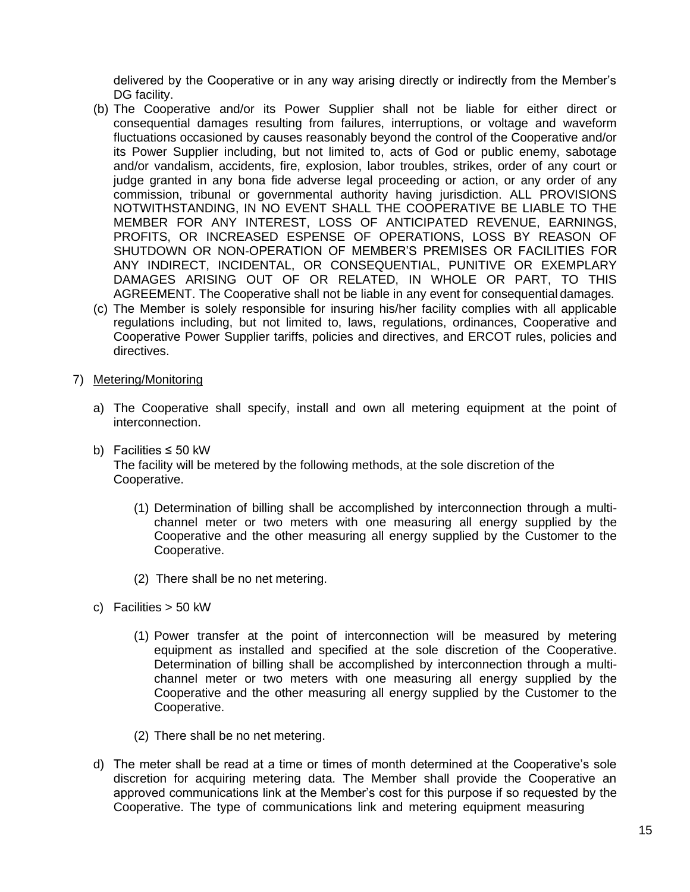delivered by the Cooperative or in any way arising directly or indirectly from the Member's DG facility.

(b) The Cooperative and/or its Power Supplier shall not be liable for either direct or consequential damages resulting from failures, interruptions, or voltage and waveform fluctuations occasioned by causes reasonably beyond the control of the Cooperative and/or its Power Supplier including, but not limited to, acts of God or public enemy, sabotage and/or vandalism, accidents, fire, explosion, labor troubles, strikes, order of any court or judge granted in any bona fide adverse legal proceeding or action, or any order of any commission, tribunal or governmental authority having jurisdiction. ALL PROVISIONS NOTWITHSTANDING, IN NO EVENT SHALL THE COOPERATIVE BE LIABLE TO THE MEMBER FOR ANY INTEREST, LOSS OF ANTICIPATED REVENUE, EARNINGS, PROFITS, OR INCREASED ESPENSE OF OPERATIONS, LOSS BY REASON OF SHUTDOWN OR NON-OPERATION OF MEMBER'S PREMISES OR FACILITIES FOR ANY INDIRECT, INCIDENTAL, OR CONSEQUENTIAL, PUNITIVE OR EXEMPLARY DAMAGES ARISING OUT OF OR RELATED, IN WHOLE OR PART, TO THIS AGREEMENT. The Cooperative shall not be liable in any event for consequential damages.

(c) The Member is solely responsible for insuring his/her facility complies with all applicable regulations including, but not limited to, laws, regulations, ordinances, Cooperative and Cooperative Power Supplier tariffs, policies and directives, and ERCOT rules, policies and directives.

7) Metering/Monitoring

a) The Cooperative shall specify, install and own all metering equipment at the point of interconnection.

b) Facilities ≤ 50 kW
The facility will be metered by the following methods, at the sole discretion of the Cooperative.

(1) Determination of billing shall be accomplished by interconnection through a multi-channel meter or two meters with one measuring all energy supplied by the Cooperative and the other measuring all energy supplied by the Customer to the Cooperative.

(2) There shall be no net metering.

c) Facilities > 50 kW

(1) Power transfer at the point of interconnection will be measured by metering equipment as installed and specified at the sole discretion of the Cooperative. Determination of billing shall be accomplished by interconnection through a multi-channel meter or two meters with one measuring all energy supplied by the Cooperative and the other measuring all energy supplied by the Customer to the Cooperative.

(2) There shall be no net metering.

d) The meter shall be read at a time or times of month determined at the Cooperative's sole discretion for acquiring metering data. The Member shall provide the Cooperative an approved communications link at the Member's cost for this purpose if so requested by the Cooperative. The type of communications link and metering equipment measuring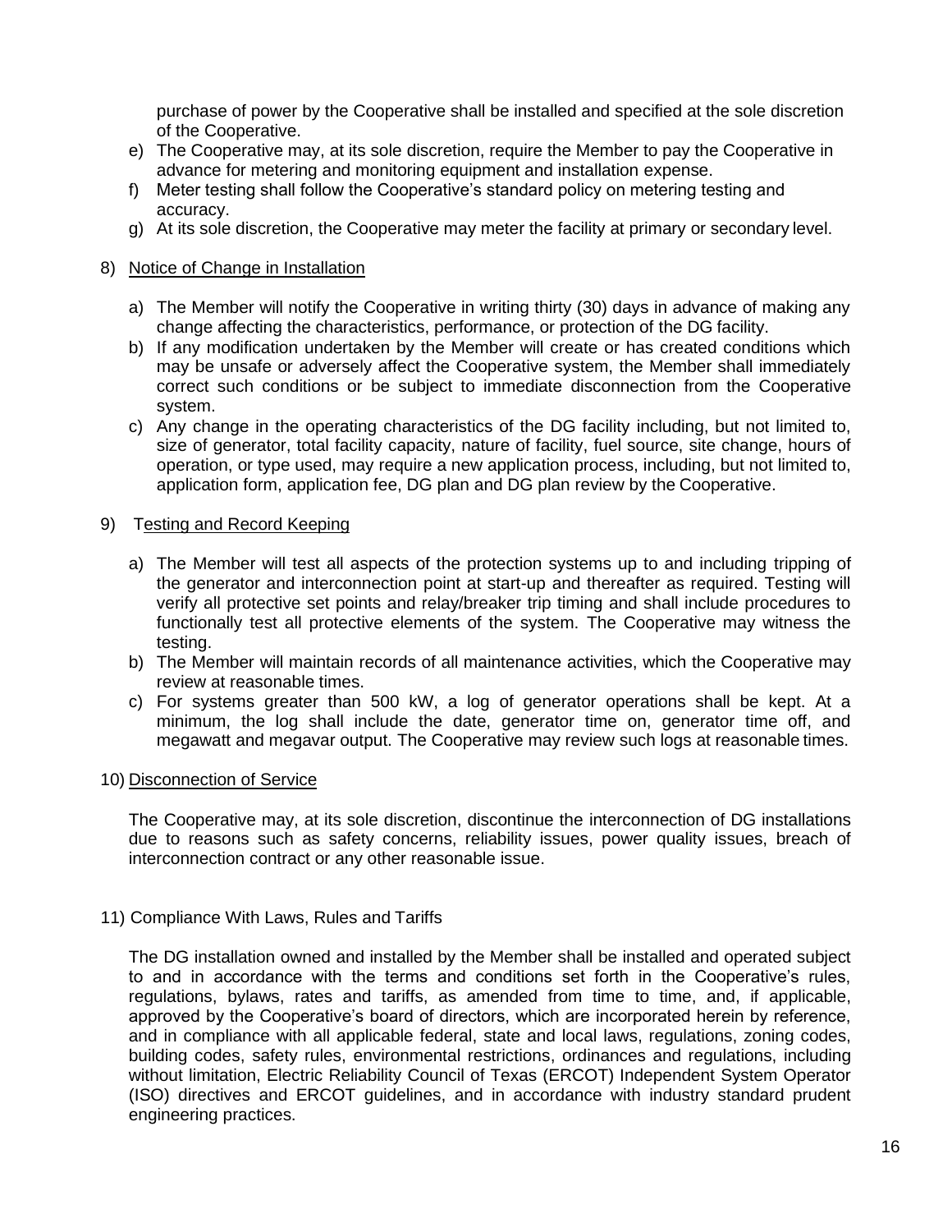purchase of power by the Cooperative shall be installed and specified at the sole discretion of the Cooperative.

e) The Cooperative may, at its sole discretion, require the Member to pay the Cooperative in advance for metering and monitoring equipment and installation expense.
f) Meter testing shall follow the Cooperative's standard policy on metering testing and accuracy.
g) At its sole discretion, the Cooperative may meter the facility at primary or secondary level.

8) Notice of Change in Installation

a) The Member will notify the Cooperative in writing thirty (30) days in advance of making any change affecting the characteristics, performance, or protection of the DG facility.
b) If any modification undertaken by the Member will create or has created conditions which may be unsafe or adversely affect the Cooperative system, the Member shall immediately correct such conditions or be subject to immediate disconnection from the Cooperative system.
c) Any change in the operating characteristics of the DG facility including, but not limited to, size of generator, total facility capacity, nature of facility, fuel source, site change, hours of operation, or type used, may require a new application process, including, but not limited to, application form, application fee, DG plan and DG plan review by the Cooperative.

9) Testing and Record Keeping

a) The Member will test all aspects of the protection systems up to and including tripping of the generator and interconnection point at start-up and thereafter as required. Testing will verify all protective set points and relay/breaker trip timing and shall include procedures to functionally test all protective elements of the system. The Cooperative may witness the testing.
b) The Member will maintain records of all maintenance activities, which the Cooperative may review at reasonable times.
c) For systems greater than 500 kW, a log of generator operations shall be kept. At a minimum, the log shall include the date, generator time on, generator time off, and megawatt and megavar output. The Cooperative may review such logs at reasonable times.

10) Disconnection of Service

The Cooperative may, at its sole discretion, discontinue the interconnection of DG installations due to reasons such as safety concerns, reliability issues, power quality issues, breach of interconnection contract or any other reasonable issue.

11) Compliance With Laws, Rules and Tariffs

The DG installation owned and installed by the Member shall be installed and operated subject to and in accordance with the terms and conditions set forth in the Cooperative's rules, regulations, bylaws, rates and tariffs, as amended from time to time, and, if applicable, approved by the Cooperative's board of directors, which are incorporated herein by reference, and in compliance with all applicable federal, state and local laws, regulations, zoning codes, building codes, safety rules, environmental restrictions, ordinances and regulations, including without limitation, Electric Reliability Council of Texas (ERCOT) Independent System Operator (ISO) directives and ERCOT guidelines, and in accordance with industry standard prudent engineering practices.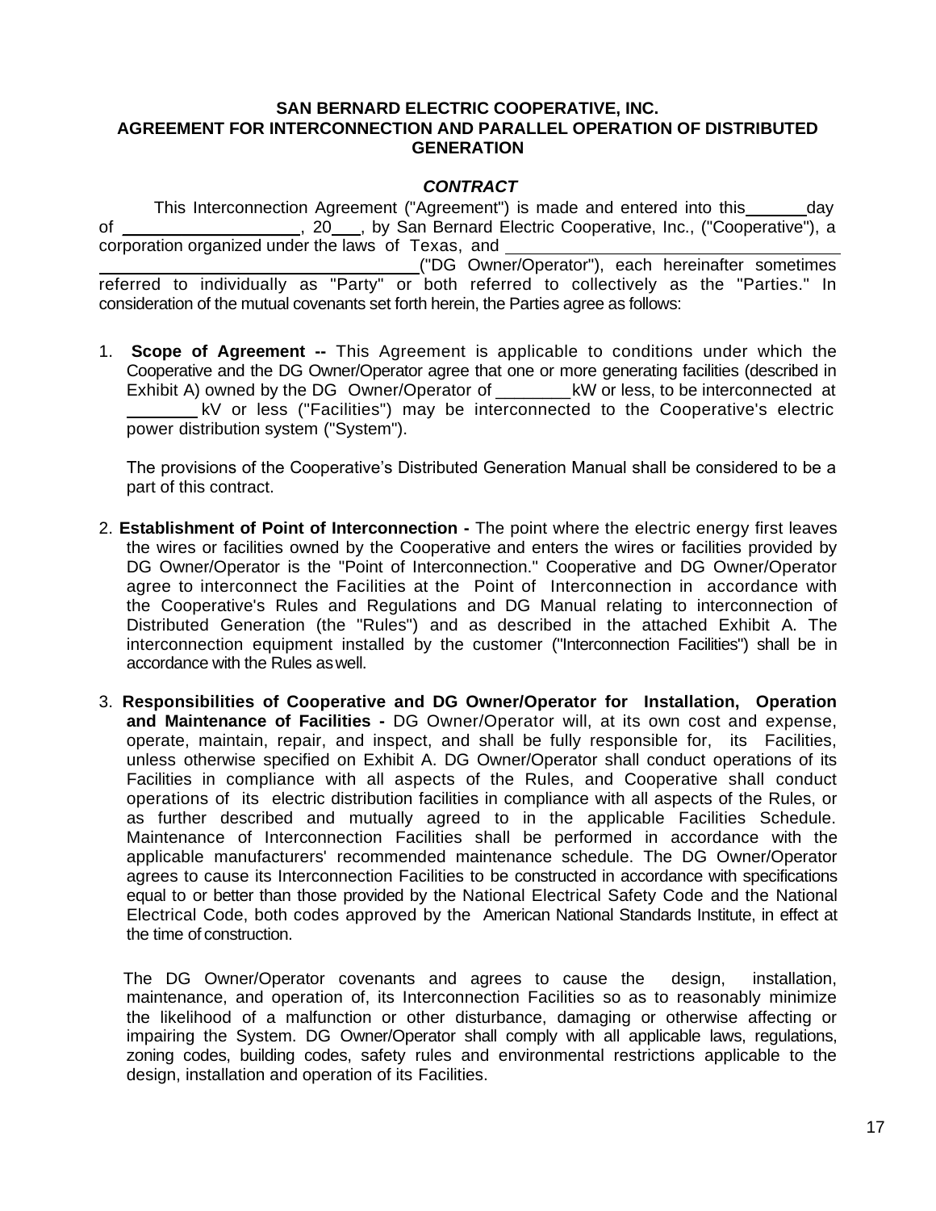**SAN BERNARD ELECTRIC COOPERATIVE, INC.**
**AGREEMENT FOR INTERCONNECTION AND PARALLEL OPERATION OF DISTRIBUTED GENERATION**

***CONTRACT***

This Interconnection Agreement ("Agreement") is made and entered into this ______ day of __________________, 20___, by San Bernard Electric Cooperative, Inc., ("Cooperative"), a corporation organized under the laws of Texas, and __________________________________ ("DG Owner/Operator"), each hereinafter sometimes referred to individually as "Party" or both referred to collectively as the "Parties." In consideration of the mutual covenants set forth herein, the Parties agree as follows:

1. **Scope of Agreement --** This Agreement is applicable to conditions under which the Cooperative and the DG Owner/Operator agree that one or more generating facilities (described in Exhibit A) owned by the DG Owner/Operator of ________ kW or less, to be interconnected at ________ kV or less ("Facilities") may be interconnected to the Cooperative's electric power distribution system ("System").

   The provisions of the Cooperative's Distributed Generation Manual shall be considered to be a part of this contract.

2. **Establishment of Point of Interconnection -** The point where the electric energy first leaves the wires or facilities owned by the Cooperative and enters the wires or facilities provided by DG Owner/Operator is the "Point of Interconnection." Cooperative and DG Owner/Operator agree to interconnect the Facilities at the Point of Interconnection in accordance with the Cooperative's Rules and Regulations and DG Manual relating to interconnection of Distributed Generation (the "Rules") and as described in the attached Exhibit A. The interconnection equipment installed by the customer ("Interconnection Facilities") shall be in accordance with the Rules as well.

3. **Responsibilities of Cooperative and DG Owner/Operator for Installation, Operation and Maintenance of Facilities -** DG Owner/Operator will, at its own cost and expense, operate, maintain, repair, and inspect, and shall be fully responsible for, its Facilities, unless otherwise specified on Exhibit A. DG Owner/Operator shall conduct operations of its Facilities in compliance with all aspects of the Rules, and Cooperative shall conduct operations of its electric distribution facilities in compliance with all aspects of the Rules, or as further described and mutually agreed to in the applicable Facilities Schedule. Maintenance of Interconnection Facilities shall be performed in accordance with the applicable manufacturers' recommended maintenance schedule. The DG Owner/Operator agrees to cause its Interconnection Facilities to be constructed in accordance with specifications equal to or better than those provided by the National Electrical Safety Code and the National Electrical Code, both codes approved by the American National Standards Institute, in effect at the time of construction.

   The DG Owner/Operator covenants and agrees to cause the design, installation, maintenance, and operation of, its Interconnection Facilities so as to reasonably minimize the likelihood of a malfunction or other disturbance, damaging or otherwise affecting or impairing the System. DG Owner/Operator shall comply with all applicable laws, regulations, zoning codes, building codes, safety rules and environmental restrictions applicable to the design, installation and operation of its Facilities.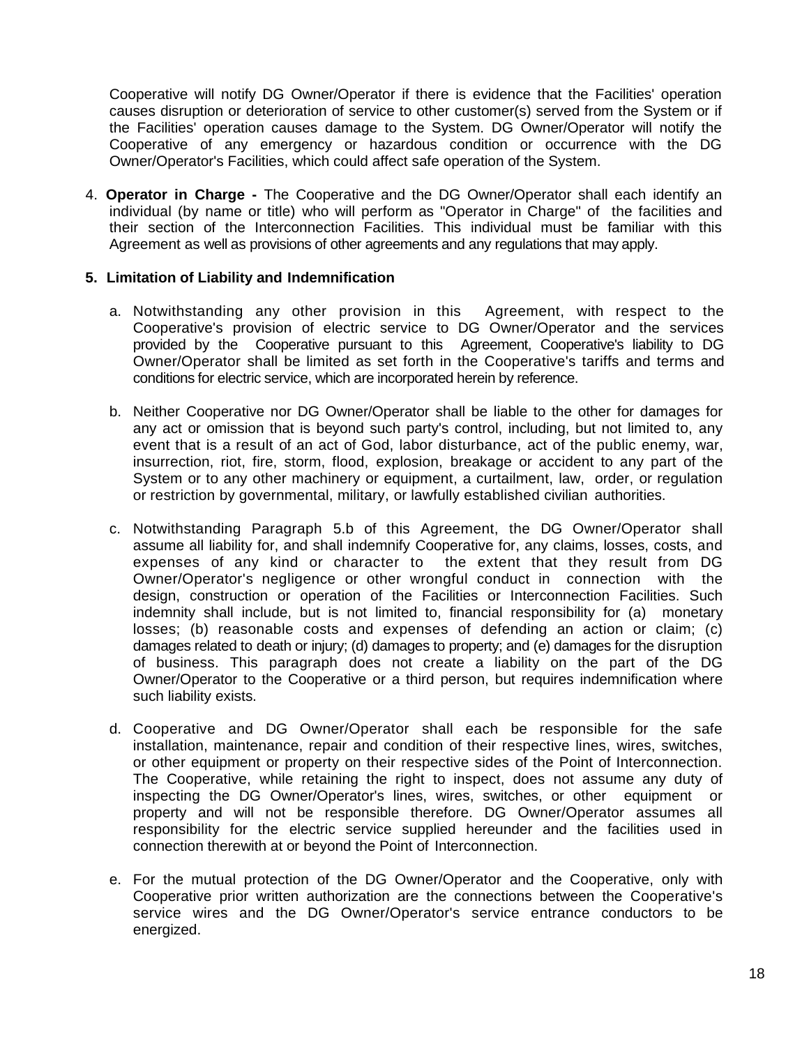Cooperative will notify DG Owner/Operator if there is evidence that the Facilities' operation causes disruption or deterioration of service to other customer(s) served from the System or if the Facilities' operation causes damage to the System. DG Owner/Operator will notify the Cooperative of any emergency or hazardous condition or occurrence with the DG Owner/Operator's Facilities, which could affect safe operation of the System.

4. **Operator in Charge -** The Cooperative and the DG Owner/Operator shall each identify an individual (by name or title) who will perform as "Operator in Charge" of the facilities and their section of the Interconnection Facilities. This individual must be familiar with this Agreement as well as provisions of other agreements and any regulations that may apply.

**5. Limitation of Liability and Indemnification**

a. Notwithstanding any other provision in this Agreement, with respect to the Cooperative's provision of electric service to DG Owner/Operator and the services provided by the Cooperative pursuant to this Agreement, Cooperative's liability to DG Owner/Operator shall be limited as set forth in the Cooperative's tariffs and terms and conditions for electric service, which are incorporated herein by reference.

b. Neither Cooperative nor DG Owner/Operator shall be liable to the other for damages for any act or omission that is beyond such party's control, including, but not limited to, any event that is a result of an act of God, labor disturbance, act of the public enemy, war, insurrection, riot, fire, storm, flood, explosion, breakage or accident to any part of the System or to any other machinery or equipment, a curtailment, law, order, or regulation or restriction by governmental, military, or lawfully established civilian authorities.

c. Notwithstanding Paragraph 5.b of this Agreement, the DG Owner/Operator shall assume all liability for, and shall indemnify Cooperative for, any claims, losses, costs, and expenses of any kind or character to the extent that they result from DG Owner/Operator's negligence or other wrongful conduct in connection with the design, construction or operation of the Facilities or Interconnection Facilities. Such indemnity shall include, but is not limited to, financial responsibility for (a) monetary losses; (b) reasonable costs and expenses of defending an action or claim; (c) damages related to death or injury; (d) damages to property; and (e) damages for the disruption of business. This paragraph does not create a liability on the part of the DG Owner/Operator to the Cooperative or a third person, but requires indemnification where such liability exists.

d. Cooperative and DG Owner/Operator shall each be responsible for the safe installation, maintenance, repair and condition of their respective lines, wires, switches, or other equipment or property on their respective sides of the Point of Interconnection. The Cooperative, while retaining the right to inspect, does not assume any duty of inspecting the DG Owner/Operator's lines, wires, switches, or other equipment or property and will not be responsible therefore. DG Owner/Operator assumes all responsibility for the electric service supplied hereunder and the facilities used in connection therewith at or beyond the Point of Interconnection.

e. For the mutual protection of the DG Owner/Operator and the Cooperative, only with Cooperative prior written authorization are the connections between the Cooperative's service wires and the DG Owner/Operator's service entrance conductors to be energized.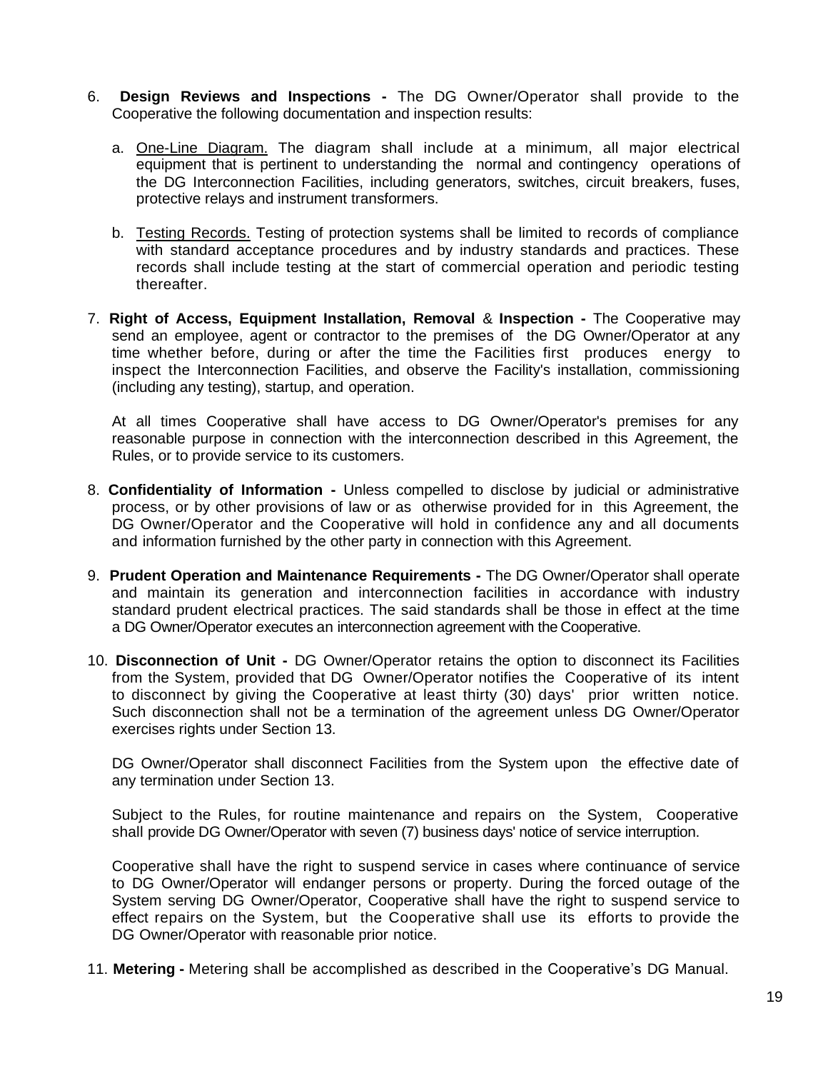6. **Design Reviews and Inspections -** The DG Owner/Operator shall provide to the Cooperative the following documentation and inspection results:

   a. One-Line Diagram. The diagram shall include at a minimum, all major electrical equipment that is pertinent to understanding the normal and contingency operations of the DG Interconnection Facilities, including generators, switches, circuit breakers, fuses, protective relays and instrument transformers.

   b. Testing Records. Testing of protection systems shall be limited to records of compliance with standard acceptance procedures and by industry standards and practices. These records shall include testing at the start of commercial operation and periodic testing thereafter.

7. **Right of Access, Equipment Installation, Removal** & **Inspection -** The Cooperative may send an employee, agent or contractor to the premises of the DG Owner/Operator at any time whether before, during or after the time the Facilities first produces energy to inspect the Interconnection Facilities, and observe the Facility's installation, commissioning (including any testing), startup, and operation.

   At all times Cooperative shall have access to DG Owner/Operator's premises for any reasonable purpose in connection with the interconnection described in this Agreement, the Rules, or to provide service to its customers.

8. **Confidentiality of Information -** Unless compelled to disclose by judicial or administrative process, or by other provisions of law or as otherwise provided for in this Agreement, the DG Owner/Operator and the Cooperative will hold in confidence any and all documents and information furnished by the other party in connection with this Agreement.

9. **Prudent Operation and Maintenance Requirements -** The DG Owner/Operator shall operate and maintain its generation and interconnection facilities in accordance with industry standard prudent electrical practices. The said standards shall be those in effect at the time a DG Owner/Operator executes an interconnection agreement with the Cooperative.

10. **Disconnection of Unit -** DG Owner/Operator retains the option to disconnect its Facilities from the System, provided that DG Owner/Operator notifies the Cooperative of its intent to disconnect by giving the Cooperative at least thirty (30) days' prior written notice. Such disconnection shall not be a termination of the agreement unless DG Owner/Operator exercises rights under Section 13.

    DG Owner/Operator shall disconnect Facilities from the System upon the effective date of any termination under Section 13.

    Subject to the Rules, for routine maintenance and repairs on the System, Cooperative shall provide DG Owner/Operator with seven (7) business days' notice of service interruption.

    Cooperative shall have the right to suspend service in cases where continuance of service to DG Owner/Operator will endanger persons or property. During the forced outage of the System serving DG Owner/Operator, Cooperative shall have the right to suspend service to effect repairs on the System, but the Cooperative shall use its efforts to provide the DG Owner/Operator with reasonable prior notice.

11. **Metering -** Metering shall be accomplished as described in the Cooperative's DG Manual.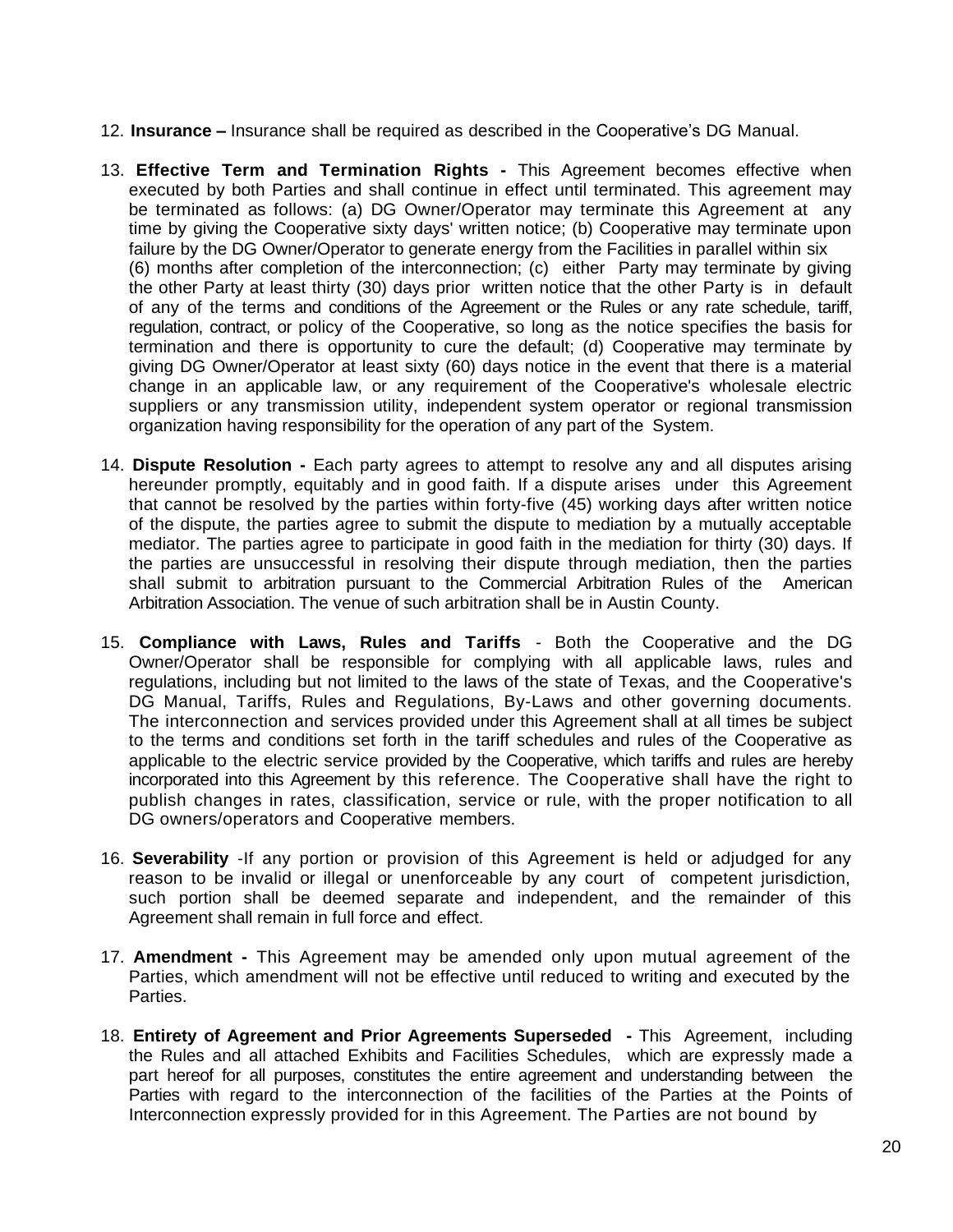12. **Insurance –** Insurance shall be required as described in the Cooperative's DG Manual.

13. **Effective Term and Termination Rights -** This Agreement becomes effective when executed by both Parties and shall continue in effect until terminated. This agreement may be terminated as follows: (a) DG Owner/Operator may terminate this Agreement at any time by giving the Cooperative sixty days' written notice; (b) Cooperative may terminate upon failure by the DG Owner/Operator to generate energy from the Facilities in parallel within six (6) months after completion of the interconnection; (c) either Party may terminate by giving the other Party at least thirty (30) days prior written notice that the other Party is in default of any of the terms and conditions of the Agreement or the Rules or any rate schedule, tariff, regulation, contract, or policy of the Cooperative, so long as the notice specifies the basis for termination and there is opportunity to cure the default; (d) Cooperative may terminate by giving DG Owner/Operator at least sixty (60) days notice in the event that there is a material change in an applicable law, or any requirement of the Cooperative's wholesale electric suppliers or any transmission utility, independent system operator or regional transmission organization having responsibility for the operation of any part of the System.

14. **Dispute Resolution -** Each party agrees to attempt to resolve any and all disputes arising hereunder promptly, equitably and in good faith. If a dispute arises under this Agreement that cannot be resolved by the parties within forty-five (45) working days after written notice of the dispute, the parties agree to submit the dispute to mediation by a mutually acceptable mediator. The parties agree to participate in good faith in the mediation for thirty (30) days. If the parties are unsuccessful in resolving their dispute through mediation, then the parties shall submit to arbitration pursuant to the Commercial Arbitration Rules of the American Arbitration Association. The venue of such arbitration shall be in Austin County.

15. **Compliance with Laws, Rules and Tariffs** - Both the Cooperative and the DG Owner/Operator shall be responsible for complying with all applicable laws, rules and regulations, including but not limited to the laws of the state of Texas, and the Cooperative's DG Manual, Tariffs, Rules and Regulations, By-Laws and other governing documents. The interconnection and services provided under this Agreement shall at all times be subject to the terms and conditions set forth in the tariff schedules and rules of the Cooperative as applicable to the electric service provided by the Cooperative, which tariffs and rules are hereby incorporated into this Agreement by this reference. The Cooperative shall have the right to publish changes in rates, classification, service or rule, with the proper notification to all DG owners/operators and Cooperative members.

16. **Severability** -If any portion or provision of this Agreement is held or adjudged for any reason to be invalid or illegal or unenforceable by any court of competent jurisdiction, such portion shall be deemed separate and independent, and the remainder of this Agreement shall remain in full force and effect.

17. **Amendment -** This Agreement may be amended only upon mutual agreement of the Parties, which amendment will not be effective until reduced to writing and executed by the Parties.

18. **Entirety of Agreement and Prior Agreements Superseded -** This Agreement, including the Rules and all attached Exhibits and Facilities Schedules, which are expressly made a part hereof for all purposes, constitutes the entire agreement and understanding between the Parties with regard to the interconnection of the facilities of the Parties at the Points of Interconnection expressly provided for in this Agreement. The Parties are not bound by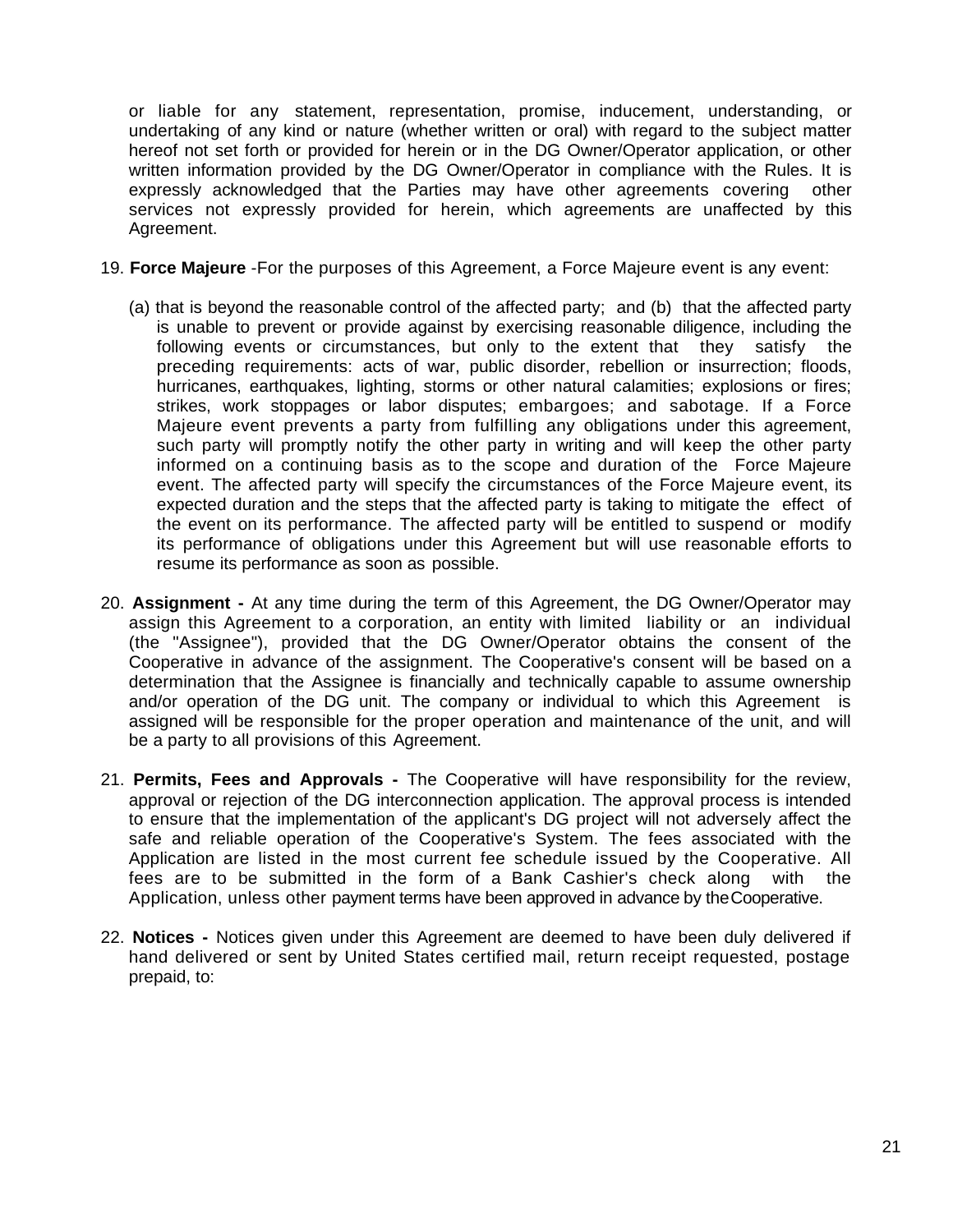or liable for any statement, representation, promise, inducement, understanding, or undertaking of any kind or nature (whether written or oral) with regard to the subject matter hereof not set forth or provided for herein or in the DG Owner/Operator application, or other written information provided by the DG Owner/Operator in compliance with the Rules. It is expressly acknowledged that the Parties may have other agreements covering other services not expressly provided for herein, which agreements are unaffected by this Agreement.

19. **Force Majeure** -For the purposes of this Agreement, a Force Majeure event is any event:

    (a) that is beyond the reasonable control of the affected party; and (b) that the affected party is unable to prevent or provide against by exercising reasonable diligence, including the following events or circumstances, but only to the extent that they satisfy the preceding requirements: acts of war, public disorder, rebellion or insurrection; floods, hurricanes, earthquakes, lighting, storms or other natural calamities; explosions or fires; strikes, work stoppages or labor disputes; embargoes; and sabotage. If a Force Majeure event prevents a party from fulfilling any obligations under this agreement, such party will promptly notify the other party in writing and will keep the other party informed on a continuing basis as to the scope and duration of the Force Majeure event. The affected party will specify the circumstances of the Force Majeure event, its expected duration and the steps that the affected party is taking to mitigate the effect of the event on its performance. The affected party will be entitled to suspend or modify its performance of obligations under this Agreement but will use reasonable efforts to resume its performance as soon as possible.

20. **Assignment -** At any time during the term of this Agreement, the DG Owner/Operator may assign this Agreement to a corporation, an entity with limited liability or an individual (the "Assignee"), provided that the DG Owner/Operator obtains the consent of the Cooperative in advance of the assignment. The Cooperative's consent will be based on a determination that the Assignee is financially and technically capable to assume ownership and/or operation of the DG unit. The company or individual to which this Agreement is assigned will be responsible for the proper operation and maintenance of the unit, and will be a party to all provisions of this Agreement.

21. **Permits, Fees and Approvals -** The Cooperative will have responsibility for the review, approval or rejection of the DG interconnection application. The approval process is intended to ensure that the implementation of the applicant's DG project will not adversely affect the safe and reliable operation of the Cooperative's System. The fees associated with the Application are listed in the most current fee schedule issued by the Cooperative. All fees are to be submitted in the form of a Bank Cashier's check along with the Application, unless other payment terms have been approved in advance by the Cooperative.

22. **Notices -** Notices given under this Agreement are deemed to have been duly delivered if hand delivered or sent by United States certified mail, return receipt requested, postage prepaid, to: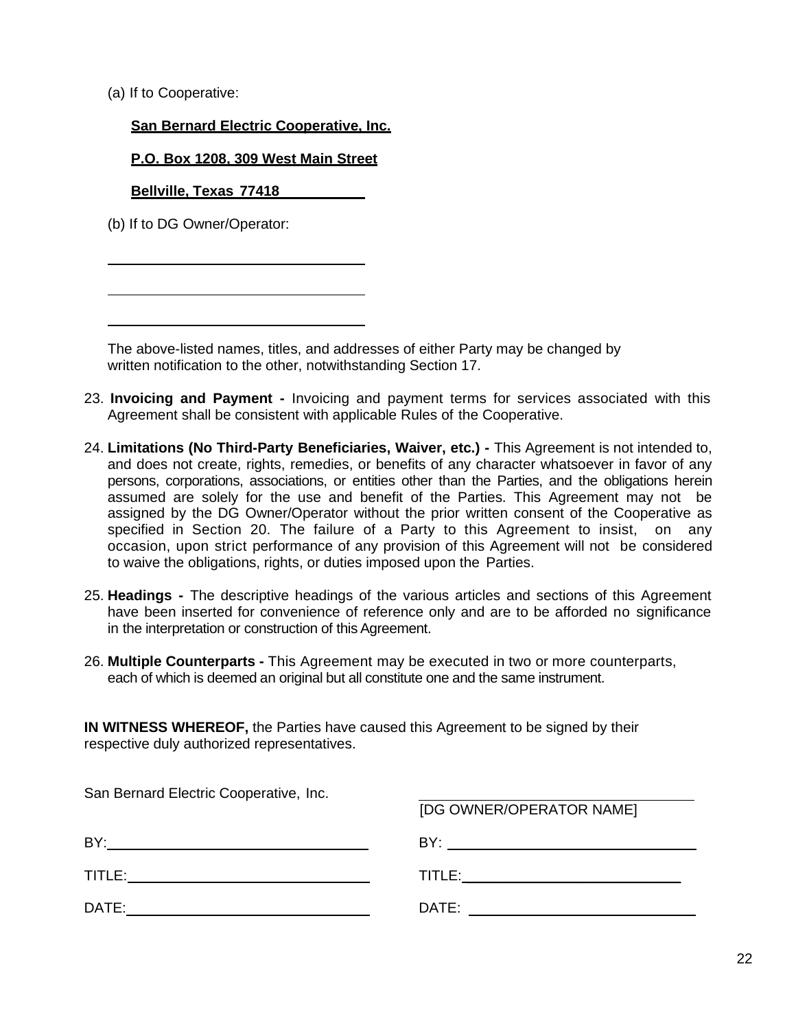(a) If to Cooperative:

**San Bernard Electric Cooperative, Inc.**

**P.O. Box 1208, 309 West Main Street**

**Bellville, Texas 77418**

(b) If to DG Owner/Operator:

\_\_\_\_\_\_\_\_\_\_\_\_\_\_\_\_\_\_\_\_\_\_\_\_\_\_\_\_\_\_\_\_

\_\_\_\_\_\_\_\_\_\_\_\_\_\_\_\_\_\_\_\_\_\_\_\_\_\_\_\_\_\_\_\_

\_\_\_\_\_\_\_\_\_\_\_\_\_\_\_\_\_\_\_\_\_\_\_\_\_\_\_\_\_\_\_\_

The above-listed names, titles, and addresses of either Party may be changed by written notification to the other, notwithstanding Section 17.

23. **Invoicing and Payment -** Invoicing and payment terms for services associated with this Agreement shall be consistent with applicable Rules of the Cooperative.

24. **Limitations (No Third-Party Beneficiaries, Waiver, etc.) -** This Agreement is not intended to, and does not create, rights, remedies, or benefits of any character whatsoever in favor of any persons, corporations, associations, or entities other than the Parties, and the obligations herein assumed are solely for the use and benefit of the Parties. This Agreement may not be assigned by the DG Owner/Operator without the prior written consent of the Cooperative as specified in Section 20. The failure of a Party to this Agreement to insist, on any occasion, upon strict performance of any provision of this Agreement will not be considered to waive the obligations, rights, or duties imposed upon the Parties.

25. **Headings -** The descriptive headings of the various articles and sections of this Agreement have been inserted for convenience of reference only and are to be afforded no significance in the interpretation or construction of this Agreement.

26. **Multiple Counterparts -** This Agreement may be executed in two or more counterparts, each of which is deemed an original but all constitute one and the same instrument.

**IN WITNESS WHEREOF,** the Parties have caused this Agreement to be signed by their respective duly authorized representatives.

| San Bernard Electric Cooperative, Inc. | \_\_\_\_\_\_\_\_\_\_\_\_\_\_\_\_\_\_\_\_\_\_\_\_\_\_\_\_ [DG OWNER/OPERATOR NAME] |
|---|---|
| BY:\_\_\_\_\_\_\_\_\_\_\_\_\_\_\_\_\_\_\_\_\_\_\_\_\_\_\_\_ | BY: \_\_\_\_\_\_\_\_\_\_\_\_\_\_\_\_\_\_\_\_\_\_\_\_\_\_\_\_ |
| TITLE:\_\_\_\_\_\_\_\_\_\_\_\_\_\_\_\_\_\_\_\_\_\_\_\_\_\_\_\_ | TITLE:\_\_\_\_\_\_\_\_\_\_\_\_\_\_\_\_\_\_\_\_\_\_\_\_\_\_\_\_ |
| DATE:\_\_\_\_\_\_\_\_\_\_\_\_\_\_\_\_\_\_\_\_\_\_\_\_\_\_\_\_ | DATE: \_\_\_\_\_\_\_\_\_\_\_\_\_\_\_\_\_\_\_\_\_\_\_\_\_\_\_\_ |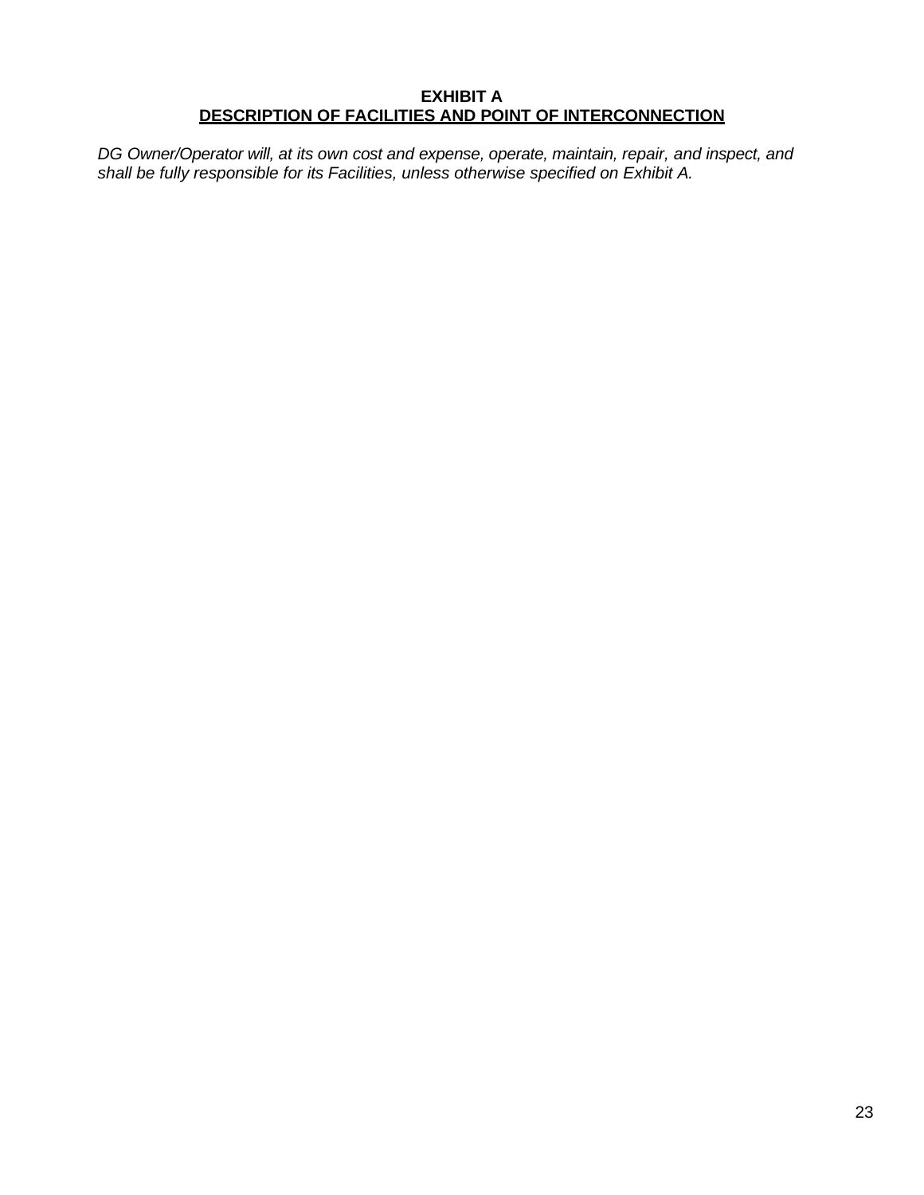**EXHIBIT A**
**DESCRIPTION OF FACILITIES AND POINT OF INTERCONNECTION**

*DG Owner/Operator will, at its own cost and expense, operate, maintain, repair, and inspect, and shall be fully responsible for its Facilities, unless otherwise specified on Exhibit A.*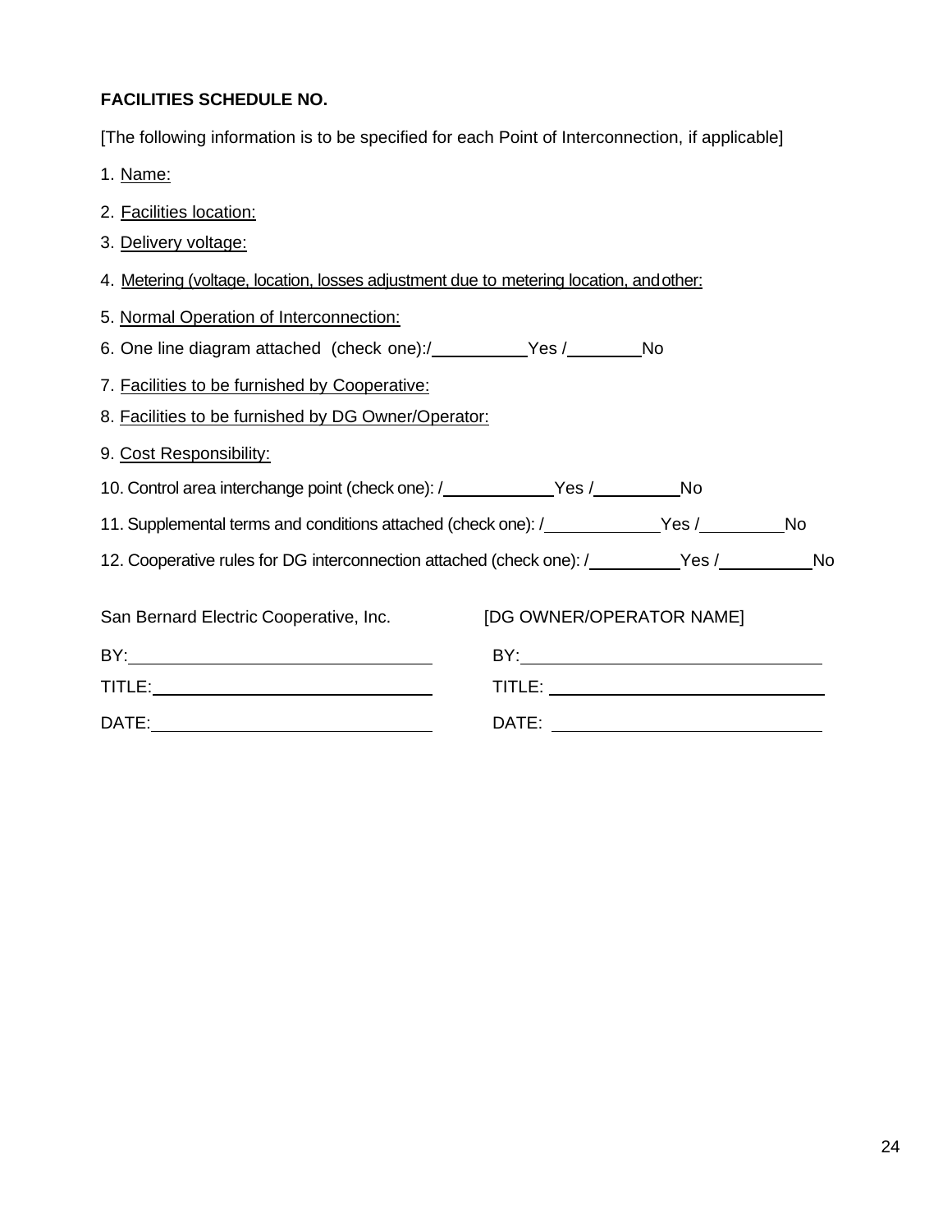**FACILITIES SCHEDULE NO.**

[The following information is to be specified for each Point of Interconnection, if applicable]

1. Name:
2. Facilities location:
3. Delivery voltage:
4. Metering (voltage, location, losses adjustment due to metering location, and other:
5. Normal Operation of Interconnection:
6. One line diagram attached (check one):/__________ Yes /________ No
7. Facilities to be furnished by Cooperative:
8. Facilities to be furnished by DG Owner/Operator:
9. Cost Responsibility:
10. Control area interchange point (check one): /___________ Yes /_________ No
11. Supplemental terms and conditions attached (check one): /___________ Yes /_________ No
12. Cooperative rules for DG interconnection attached (check one): /_________ Yes /__________ No

| San Bernard Electric Cooperative, Inc. | [DG OWNER/OPERATOR NAME] |
|---|---|
| BY:______________________________ | BY:______________________________ |
| TITLE:____________________________ | TITLE: ____________________________ |
| DATE:____________________________ | DATE: ____________________________ |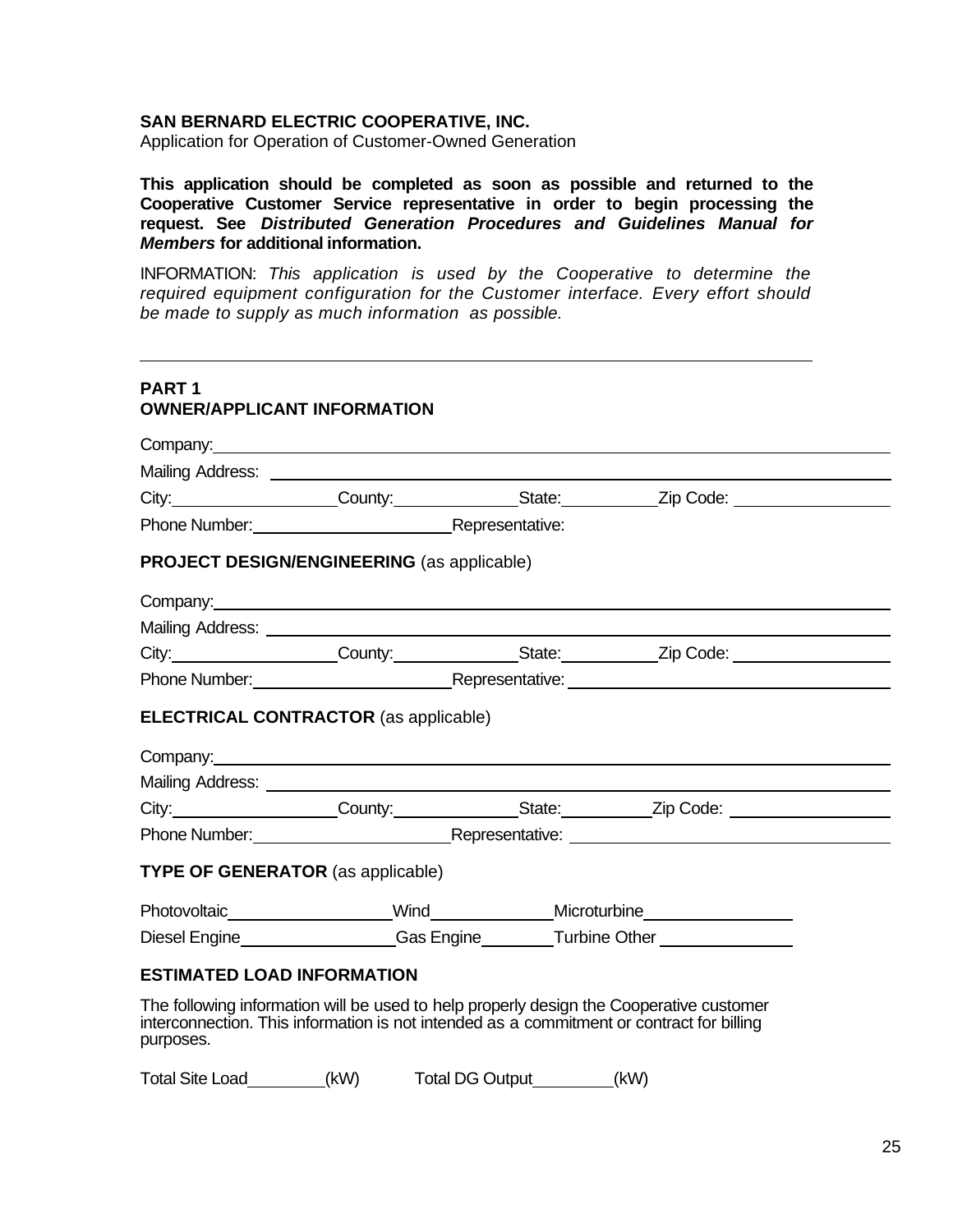**SAN BERNARD ELECTRIC COOPERATIVE, INC.**
Application for Operation of Customer-Owned Generation

**This application should be completed as soon as possible and returned to the Cooperative Customer Service representative in order to begin processing the request. See *Distributed Generation Procedures and Guidelines Manual for Members* for additional information.**

INFORMATION: *This application is used by the Cooperative to determine the required equipment configuration for the Customer interface. Every effort should be made to supply as much information as possible.*

---

## PART 1
## OWNER/APPLICANT INFORMATION

Company: ______________________________

Mailing Address: ______________________________

City: __________ County: __________ State: __________ Zip Code: __________

Phone Number: __________ Representative:

### PROJECT DESIGN/ENGINEERING (as applicable)

Company: ______________________________

Mailing Address: ______________________________

City: __________ County: __________ State: __________ Zip Code: __________

Phone Number: __________ Representative: __________

### ELECTRICAL CONTRACTOR (as applicable)

Company: ______________________________

Mailing Address: ______________________________

City: __________ County: __________ State: __________ Zip Code: __________

Phone Number: __________ Representative: __________

### TYPE OF GENERATOR (as applicable)

Photovoltaic __________ Wind __________ Microturbine __________

Diesel Engine __________ Gas Engine __________ Turbine Other __________

### ESTIMATED LOAD INFORMATION

The following information will be used to help properly design the Cooperative customer interconnection. This information is not intended as a commitment or contract for billing purposes.

Total Site Load __________ (kW)  Total DG Output __________ (kW)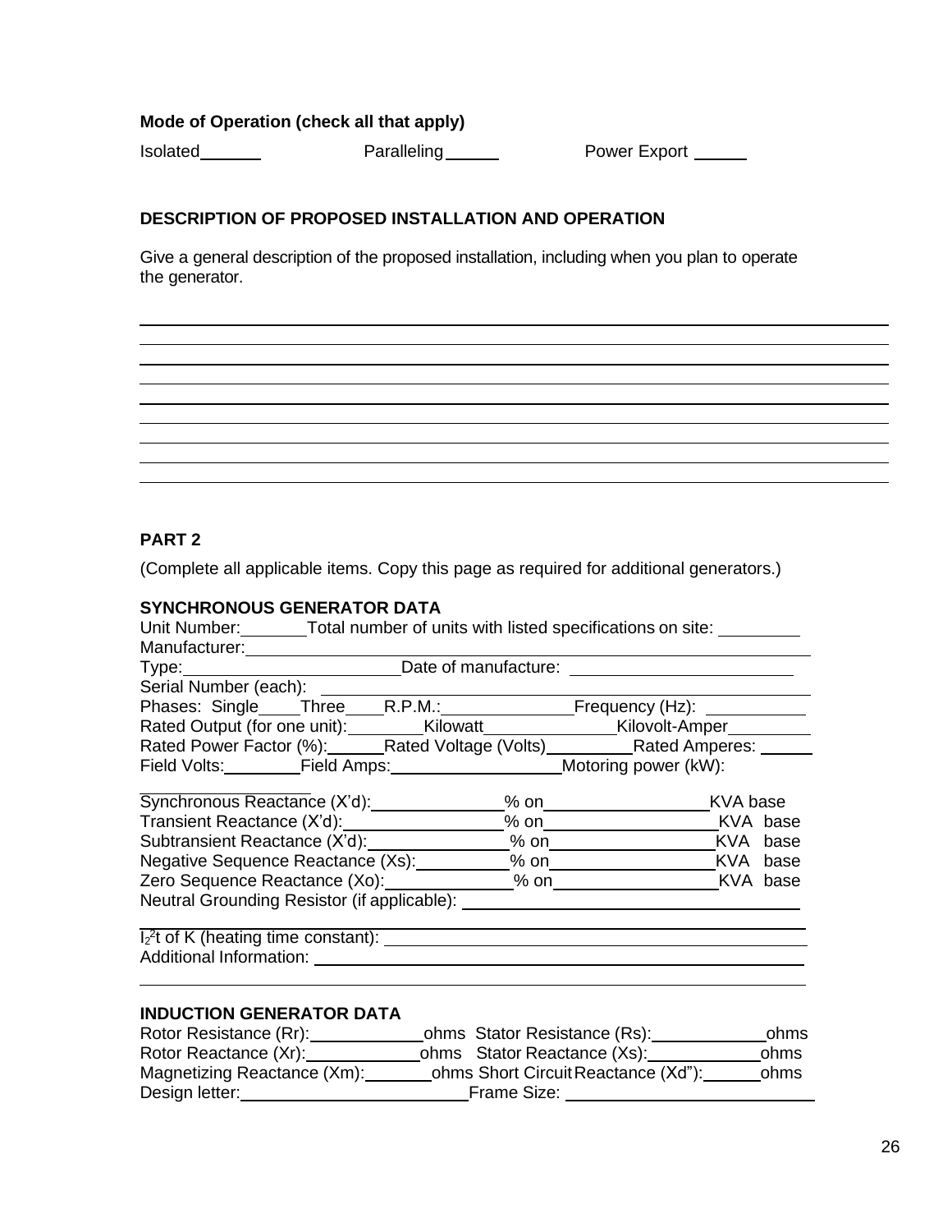**Mode of Operation (check all that apply)**

Isolated\_\_\_\_\_\_ Paralleling\_\_\_\_\_\_ Power Export \_\_\_\_\_\_

**DESCRIPTION OF PROPOSED INSTALLATION AND OPERATION**

Give a general description of the proposed installation, including when you plan to operate the generator.

\_\_\_\_\_\_\_\_\_\_\_\_\_\_\_\_\_\_\_\_\_\_\_\_\_\_\_\_\_\_\_\_\_\_\_\_\_\_\_\_\_\_\_\_\_\_\_\_\_\_\_\_\_\_\_\_\_\_\_\_\_\_\_\_\_\_\_\_\_\_\_\_

\_\_\_\_\_\_\_\_\_\_\_\_\_\_\_\_\_\_\_\_\_\_\_\_\_\_\_\_\_\_\_\_\_\_\_\_\_\_\_\_\_\_\_\_\_\_\_\_\_\_\_\_\_\_\_\_\_\_\_\_\_\_\_\_\_\_\_\_\_\_\_\_

\_\_\_\_\_\_\_\_\_\_\_\_\_\_\_\_\_\_\_\_\_\_\_\_\_\_\_\_\_\_\_\_\_\_\_\_\_\_\_\_\_\_\_\_\_\_\_\_\_\_\_\_\_\_\_\_\_\_\_\_\_\_\_\_\_\_\_\_\_\_\_\_

\_\_\_\_\_\_\_\_\_\_\_\_\_\_\_\_\_\_\_\_\_\_\_\_\_\_\_\_\_\_\_\_\_\_\_\_\_\_\_\_\_\_\_\_\_\_\_\_\_\_\_\_\_\_\_\_\_\_\_\_\_\_\_\_\_\_\_\_\_\_\_\_

\_\_\_\_\_\_\_\_\_\_\_\_\_\_\_\_\_\_\_\_\_\_\_\_\_\_\_\_\_\_\_\_\_\_\_\_\_\_\_\_\_\_\_\_\_\_\_\_\_\_\_\_\_\_\_\_\_\_\_\_\_\_\_\_\_\_\_\_\_\_\_\_

\_\_\_\_\_\_\_\_\_\_\_\_\_\_\_\_\_\_\_\_\_\_\_\_\_\_\_\_\_\_\_\_\_\_\_\_\_\_\_\_\_\_\_\_\_\_\_\_\_\_\_\_\_\_\_\_\_\_\_\_\_\_\_\_\_\_\_\_\_\_\_\_

\_\_\_\_\_\_\_\_\_\_\_\_\_\_\_\_\_\_\_\_\_\_\_\_\_\_\_\_\_\_\_\_\_\_\_\_\_\_\_\_\_\_\_\_\_\_\_\_\_\_\_\_\_\_\_\_\_\_\_\_\_\_\_\_\_\_\_\_\_\_\_\_

\_\_\_\_\_\_\_\_\_\_\_\_\_\_\_\_\_\_\_\_\_\_\_\_\_\_\_\_\_\_\_\_\_\_\_\_\_\_\_\_\_\_\_\_\_\_\_\_\_\_\_\_\_\_\_\_\_\_\_\_\_\_\_\_\_\_\_\_\_\_\_\_

\_\_\_\_\_\_\_\_\_\_\_\_\_\_\_\_\_\_\_\_\_\_\_\_\_\_\_\_\_\_\_\_\_\_\_\_\_\_\_\_\_\_\_\_\_\_\_\_\_\_\_\_\_\_\_\_\_\_\_\_\_\_\_\_\_\_\_\_\_\_\_\_

## PART 2

(Complete all applicable items. Copy this page as required for additional generators.)

**SYNCHRONOUS GENERATOR DATA**

Unit Number:\_\_\_\_\_\_ Total number of units with listed specifications on site: \_\_\_\_\_\_\_\_

Manufacturer:\_\_\_\_\_\_\_\_\_\_\_\_\_\_\_\_\_\_\_\_\_\_\_\_\_\_\_\_\_\_\_\_\_\_\_\_\_\_\_\_\_\_\_\_\_\_\_\_\_\_\_\_\_\_\_\_

Type:\_\_\_\_\_\_\_\_\_\_\_\_\_\_\_\_\_\_\_\_\_\_ Date of manufacture: \_\_\_\_\_\_\_\_\_\_\_\_\_\_\_\_\_\_\_\_\_\_

Serial Number (each): \_\_\_\_\_\_\_\_\_\_\_\_\_\_\_\_\_\_\_\_\_\_\_\_\_\_\_\_\_\_\_\_\_\_\_\_\_\_\_\_\_\_\_\_\_\_\_\_

Phases: Single\_\_\_\_ Three\_\_\_\_ R.P.M.:\_\_\_\_\_\_\_\_\_\_\_\_\_\_ Frequency (Hz): \_\_\_\_\_\_\_\_\_\_

Rated Output (for one unit):\_\_\_\_\_\_\_\_ Kilowatt\_\_\_\_\_\_\_\_\_\_\_\_\_\_ Kilovolt-Amper\_\_\_\_\_\_\_\_\_

Rated Power Factor (%):\_\_\_\_\_\_ Rated Voltage (Volts)\_\_\_\_\_\_\_\_\_ Rated Amperes: \_\_\_\_\_\_

Field Volts:\_\_\_\_\_\_\_\_ Field Amps:\_\_\_\_\_\_\_\_\_\_\_\_\_\_\_\_\_\_ Motoring power (kW): \_\_\_\_\_\_\_\_\_\_\_\_\_\_\_\_\_\_

Synchronous Reactance (X'd):\_\_\_\_\_\_\_\_\_\_\_\_\_\_ % on\_\_\_\_\_\_\_\_\_\_\_\_\_\_\_\_\_ KVA base

Transient Reactance (X'd):\_\_\_\_\_\_\_\_\_\_\_\_\_\_\_\_ % on\_\_\_\_\_\_\_\_\_\_\_\_\_\_\_\_\_\_ KVA base

Subtransient Reactance (X'd):\_\_\_\_\_\_\_\_\_\_\_\_\_\_ % on\_\_\_\_\_\_\_\_\_\_\_\_\_\_\_\_\_ KVA base

Negative Sequence Reactance (Xs):\_\_\_\_\_\_\_\_\_\_ % on\_\_\_\_\_\_\_\_\_\_\_\_\_\_\_\_\_ KVA base

Zero Sequence Reactance (Xo):\_\_\_\_\_\_\_\_\_\_\_\_\_ % on\_\_\_\_\_\_\_\_\_\_\_\_\_\_\_\_\_ KVA base

Neutral Grounding Resistor (if applicable): \_\_\_\_\_\_\_\_\_\_\_\_\_\_\_\_\_\_\_\_\_\_\_\_\_\_\_\_\_\_\_\_\_\_

$I_2^2t$ of K (heating time constant): \_\_\_\_\_\_\_\_\_\_\_\_\_\_\_\_\_\_\_\_\_\_\_\_\_\_\_\_\_\_\_\_\_\_\_\_\_\_\_

Additional Information: \_\_\_\_\_\_\_\_\_\_\_\_\_\_\_\_\_\_\_\_\_\_\_\_\_\_\_\_\_\_\_\_\_\_\_\_\_\_\_\_\_\_\_\_\_\_\_\_\_

\_\_\_\_\_\_\_\_\_\_\_\_\_\_\_\_\_\_\_\_\_\_\_\_\_\_\_\_\_\_\_\_\_\_\_\_\_\_\_\_\_\_\_\_\_\_\_\_\_\_\_\_\_\_\_\_\_\_\_\_\_\_\_\_\_\_\_

**INDUCTION GENERATOR DATA**

Rotor Resistance (Rr):\_\_\_\_\_\_\_\_\_\_\_\_ ohms Stator Resistance (Rs):\_\_\_\_\_\_\_\_\_\_\_\_ ohms

Rotor Reactance (Xr):\_\_\_\_\_\_\_\_\_\_\_\_ ohms Stator Reactance (Xs):\_\_\_\_\_\_\_\_\_\_\_\_ ohms

Magnetizing Reactance (Xm):\_\_\_\_\_\_\_ ohms Short Circuit Reactance (Xd"):\_\_\_\_\_\_ ohms

Design letter:\_\_\_\_\_\_\_\_\_\_\_\_\_\_\_\_\_\_\_\_\_\_\_ Frame Size: \_\_\_\_\_\_\_\_\_\_\_\_\_\_\_\_\_\_\_\_\_\_\_\_\_\_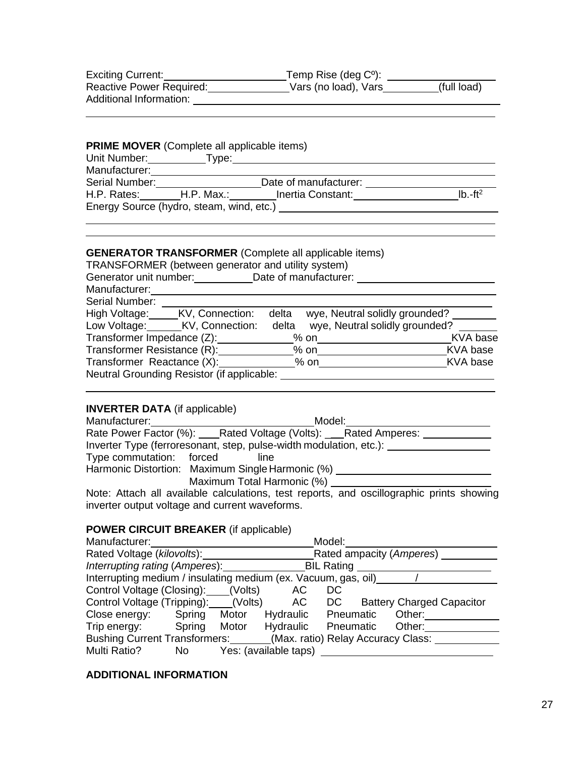Exciting Current: \_\_\_\_\_\_\_\_\_\_\_\_\_\_\_\_\_\_\_\_ Temp Rise (deg Cº): \_\_\_\_\_\_\_\_\_\_\_\_\_\_\_\_\_\_\_\_
Reactive Power Required: \_\_\_\_\_\_\_\_\_\_\_\_\_\_\_ Vars (no load), Vars \_\_\_\_\_\_\_\_\_\_ (full load)
Additional Information: \_\_\_\_\_\_\_\_\_\_\_\_\_\_\_\_\_\_\_\_\_\_\_\_\_\_\_\_\_\_\_\_\_\_\_\_\_\_\_\_\_\_\_\_\_\_\_\_\_\_\_\_\_\_

\_\_\_\_\_\_\_\_\_\_\_\_\_\_\_\_\_\_\_\_\_\_\_\_\_\_\_\_\_\_\_\_\_\_\_\_\_\_\_\_\_\_\_\_\_\_\_\_\_\_\_\_\_\_\_\_\_\_\_\_\_\_\_\_\_\_\_\_\_\_\_\_\_\_\_\_\_\_

**PRIME MOVER** (Complete all applicable items)

Unit Number: \_\_\_\_\_\_\_\_\_\_ Type: \_\_\_\_\_\_\_\_\_\_\_\_\_\_\_\_\_\_\_\_\_\_\_\_\_\_\_\_\_\_\_\_\_\_\_\_\_\_\_\_\_\_\_\_\_\_\_\_\_
Manufacturer: \_\_\_\_\_\_\_\_\_\_\_\_\_\_\_\_\_\_\_\_\_\_\_\_\_\_\_\_\_\_\_\_\_\_\_\_\_\_\_\_\_\_\_\_\_\_\_\_\_\_\_\_\_\_\_\_\_\_\_\_\_\_\_\_\_\_
Serial Number: \_\_\_\_\_\_\_\_\_\_\_\_\_\_\_\_\_\_ Date of manufacturer: \_\_\_\_\_\_\_\_\_\_\_\_\_\_\_\_\_\_\_\_\_\_\_\_
H.P. Rates: \_\_\_\_\_\_\_ H.P. Max.: \_\_\_\_\_\_\_\_ Inertia Constant: \_\_\_\_\_\_\_\_\_\_\_\_\_\_\_\_\_\_\_ lb.-ft$^2$
Energy Source (hydro, steam, wind, etc.) \_\_\_\_\_\_\_\_\_\_\_\_\_\_\_\_\_\_\_\_\_\_\_\_\_\_\_\_\_\_\_\_\_\_\_\_\_\_\_\_\_

\_\_\_\_\_\_\_\_\_\_\_\_\_\_\_\_\_\_\_\_\_\_\_\_\_\_\_\_\_\_\_\_\_\_\_\_\_\_\_\_\_\_\_\_\_\_\_\_\_\_\_\_\_\_\_\_\_\_\_\_\_\_\_\_\_\_\_\_\_\_\_\_\_\_\_\_\_\_
\_\_\_\_\_\_\_\_\_\_\_\_\_\_\_\_\_\_\_\_\_\_\_\_\_\_\_\_\_\_\_\_\_\_\_\_\_\_\_\_\_\_\_\_\_\_\_\_\_\_\_\_\_\_\_\_\_\_\_\_\_\_\_\_\_\_\_\_\_\_\_\_\_\_\_\_\_\_

**GENERATOR TRANSFORMER** (Complete all applicable items)

TRANSFORMER (between generator and utility system)
Generator unit number: \_\_\_\_\_\_\_\_\_\_\_ Date of manufacturer: \_\_\_\_\_\_\_\_\_\_\_\_\_\_\_\_\_\_\_\_\_\_\_\_\_
Manufacturer: \_\_\_\_\_\_\_\_\_\_\_\_\_\_\_\_\_\_\_\_\_\_\_\_\_\_\_\_\_\_\_\_\_\_\_\_\_\_\_\_\_\_\_\_\_\_\_\_\_\_\_\_\_\_\_\_\_\_\_\_\_\_\_\_\_\_
Serial Number: \_\_\_\_\_\_\_\_\_\_\_\_\_\_\_\_\_\_\_\_\_\_\_\_\_\_\_\_\_\_\_\_\_\_\_\_\_\_\_\_\_\_\_\_\_\_\_\_\_\_\_\_\_\_\_\_\_\_\_\_\_\_\_\_\_
High Voltage: \_\_\_\_\_ KV, Connection: delta wye, Neutral solidly grounded? \_\_\_\_\_\_\_\_
Low Voltage: \_\_\_\_\_\_ KV, Connection: delta wye, Neutral solidly grounded? \_\_\_\_\_\_\_
Transformer Impedance (Z): \_\_\_\_\_\_\_\_\_\_\_\_\_ % on \_\_\_\_\_\_\_\_\_\_\_\_\_\_\_\_\_\_\_\_\_\_\_\_\_ KVA base
Transformer Resistance (R): \_\_\_\_\_\_\_\_\_\_\_\_\_ % on \_\_\_\_\_\_\_\_\_\_\_\_\_\_\_\_\_\_\_\_\_\_\_ KVA base
Transformer Reactance (X): \_\_\_\_\_\_\_\_\_\_\_\_\_ % on \_\_\_\_\_\_\_\_\_\_\_\_\_\_\_\_\_\_\_\_\_\_\_ KVA base
Neutral Grounding Resistor (if applicable: \_\_\_\_\_\_\_\_\_\_\_\_\_\_\_\_\_\_\_\_\_\_\_\_\_\_\_\_\_\_\_\_\_\_\_\_\_\_\_\_

\_\_\_\_\_\_\_\_\_\_\_\_\_\_\_\_\_\_\_\_\_\_\_\_\_\_\_\_\_\_\_\_\_\_\_\_\_\_\_\_\_\_\_\_\_\_\_\_\_\_\_\_\_\_\_\_\_\_\_\_\_\_\_\_\_\_\_\_\_\_\_\_\_\_\_\_\_\_

**INVERTER DATA** (if applicable)

Manufacturer: \_\_\_\_\_\_\_\_\_\_\_\_\_\_\_\_\_\_\_\_\_\_\_\_\_\_\_\_\_ Model: \_\_\_\_\_\_\_\_\_\_\_\_\_\_\_\_\_\_\_\_\_\_\_\_\_\_
Rate Power Factor (%): \_\_\_\_ Rated Voltage (Volts): \_\_\_ Rated Amperes: \_\_\_\_\_\_\_\_\_\_\_\_
Inverter Type (ferroresonant, step, pulse-width modulation, etc.): \_\_\_\_\_\_\_\_\_\_\_\_\_\_\_\_\_\_\_
Type commutation: forced line
Harmonic Distortion: Maximum Single Harmonic (%) \_\_\_\_\_\_\_\_\_\_\_\_\_\_\_\_\_\_\_\_\_\_\_\_\_\_\_\_
Maximum Total Harmonic (%) \_\_\_\_\_\_\_\_\_\_\_\_\_\_\_\_\_\_\_\_\_\_\_\_\_\_\_\_

Note: Attach all available calculations, test reports, and oscillographic prints showing inverter output voltage and current waveforms.

**POWER CIRCUIT BREAKER** (if applicable)

Manufacturer: \_\_\_\_\_\_\_\_\_\_\_\_\_\_\_\_\_\_\_\_\_\_\_\_\_\_\_\_\_ Model: \_\_\_\_\_\_\_\_\_\_\_\_\_\_\_\_\_\_\_\_\_\_\_\_\_\_\_
Rated Voltage (*kilovolts*): \_\_\_\_\_\_\_\_\_\_\_\_\_\_\_\_\_\_\_\_\_\_\_ Rated ampacity (*Amperes*) \_\_\_\_\_\_\_\_\_\_
*Interrupting rating* (*Amperes*): \_\_\_\_\_\_\_\_\_\_\_\_\_\_\_ BIL Rating \_\_\_\_\_\_\_\_\_\_\_\_\_\_\_\_\_\_\_\_\_\_\_\_
Interrupting medium / insulating medium (ex. Vacuum, gas, oil) \_\_\_\_\_\_\_ / \_\_\_\_\_\_\_\_\_\_\_\_\_\_\_
Control Voltage (Closing): \_\_\_\_ (Volts) AC DC
Control Voltage (Tripping): \_\_\_\_ (Volts) AC DC Battery Charged Capacitor
Close energy: Spring Motor Hydraulic Pneumatic Other: \_\_\_\_\_\_\_\_\_\_\_\_\_\_
Trip energy: Spring Motor Hydraulic Pneumatic Other: \_\_\_\_\_\_\_\_\_\_\_\_\_\_
Bushing Current Transformers: \_\_\_\_\_\_\_ (Max. ratio) Relay Accuracy Class: \_\_\_\_\_\_\_\_\_\_\_\_
Multi Ratio? No Yes: (available taps) \_\_\_\_\_\_\_\_\_\_\_\_\_\_\_\_\_\_\_\_\_\_\_\_\_\_\_\_\_\_\_

**ADDITIONAL INFORMATION**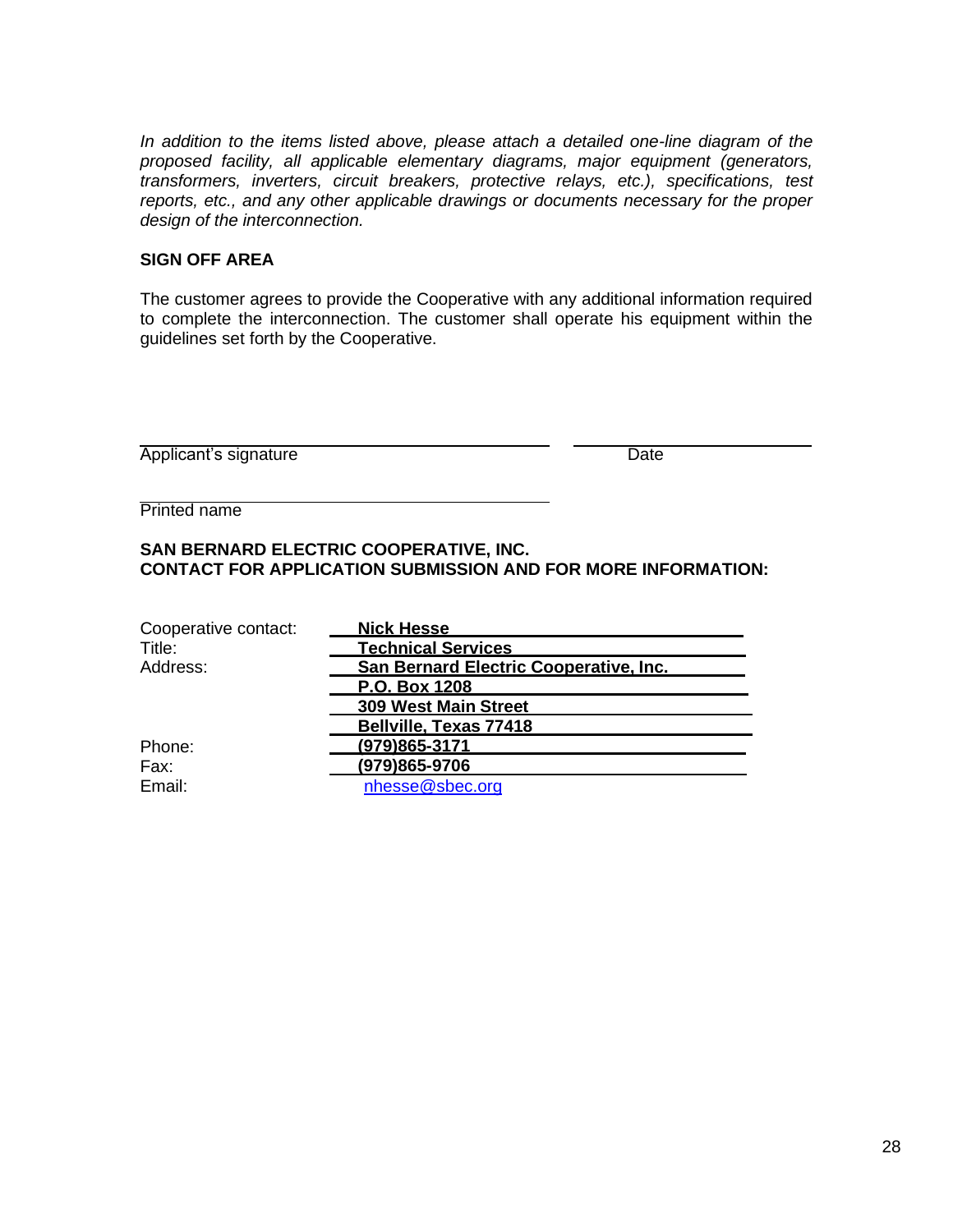*In addition to the items listed above, please attach a detailed one-line diagram of the proposed facility, all applicable elementary diagrams, major equipment (generators, transformers, inverters, circuit breakers, protective relays, etc.), specifications, test reports, etc., and any other applicable drawings or documents necessary for the proper design of the interconnection.*

**SIGN OFF AREA**

The customer agrees to provide the Cooperative with any additional information required to complete the interconnection. The customer shall operate his equipment within the guidelines set forth by the Cooperative.

\_\_\_\_\_\_\_\_\_\_\_\_\_\_\_\_\_\_\_\_\_\_\_\_\_\_\_\_\_\_\_\_\_\_\_\_\_\_\_\_ \_\_\_\_\_\_\_\_\_\_\_\_\_\_\_\_\_\_\_\_\_\_\_\_

Applicant's signature Date

\_\_\_\_\_\_\_\_\_\_\_\_\_\_\_\_\_\_\_\_\_\_\_\_\_\_\_\_\_\_\_\_\_\_\_\_\_\_\_\_

Printed name

**SAN BERNARD ELECTRIC COOPERATIVE, INC.**
**CONTACT FOR APPLICATION SUBMISSION AND FOR MORE INFORMATION:**

| | |
|---|---|
| Cooperative contact: | **Nick Hesse** |
| Title: | **Technical Services** |
| Address: | **San Bernard Electric Cooperative, Inc.** |
| | **P.O. Box 1208** |
| | **309 West Main Street** |
| | **Bellville, Texas 77418** |
| Phone: | **(979)865-3171** |
| Fax: | **(979)865-9706** |
| Email: | nhesse@sbec.org |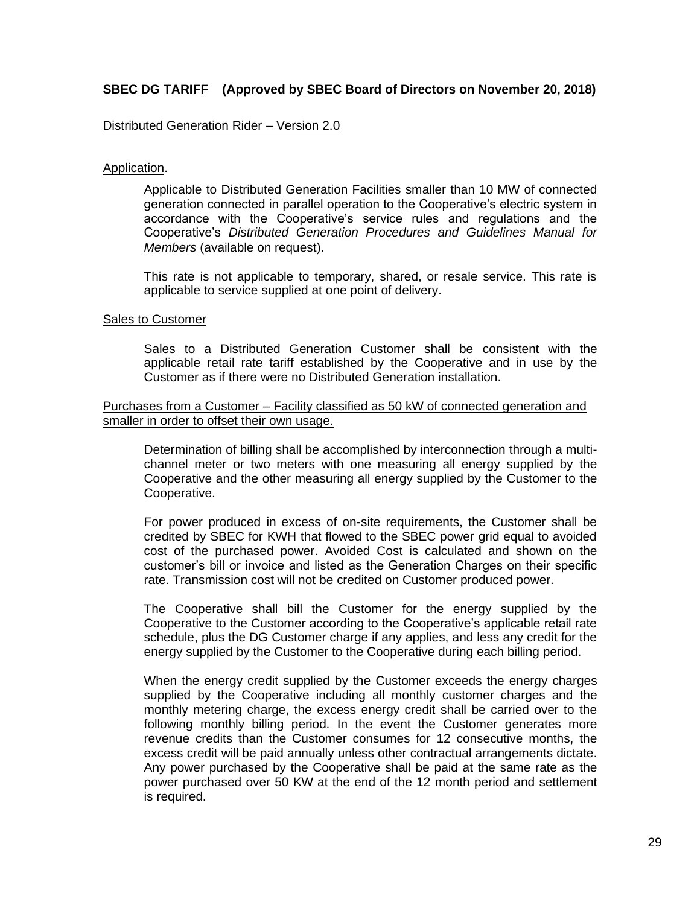**SBEC DG TARIFF (Approved by SBEC Board of Directors on November 20, 2018)**

Distributed Generation Rider – Version 2.0

Application.

Applicable to Distributed Generation Facilities smaller than 10 MW of connected generation connected in parallel operation to the Cooperative's electric system in accordance with the Cooperative's service rules and regulations and the Cooperative's *Distributed Generation Procedures and Guidelines Manual for Members* (available on request).

This rate is not applicable to temporary, shared, or resale service. This rate is applicable to service supplied at one point of delivery.

Sales to Customer

Sales to a Distributed Generation Customer shall be consistent with the applicable retail rate tariff established by the Cooperative and in use by the Customer as if there were no Distributed Generation installation.

Purchases from a Customer – Facility classified as 50 kW of connected generation and smaller in order to offset their own usage.

Determination of billing shall be accomplished by interconnection through a multi-channel meter or two meters with one measuring all energy supplied by the Cooperative and the other measuring all energy supplied by the Customer to the Cooperative.

For power produced in excess of on-site requirements, the Customer shall be credited by SBEC for KWH that flowed to the SBEC power grid equal to avoided cost of the purchased power. Avoided Cost is calculated and shown on the customer's bill or invoice and listed as the Generation Charges on their specific rate. Transmission cost will not be credited on Customer produced power.

The Cooperative shall bill the Customer for the energy supplied by the Cooperative to the Customer according to the Cooperative's applicable retail rate schedule, plus the DG Customer charge if any applies, and less any credit for the energy supplied by the Customer to the Cooperative during each billing period.

When the energy credit supplied by the Customer exceeds the energy charges supplied by the Cooperative including all monthly customer charges and the monthly metering charge, the excess energy credit shall be carried over to the following monthly billing period. In the event the Customer generates more revenue credits than the Customer consumes for 12 consecutive months, the excess credit will be paid annually unless other contractual arrangements dictate. Any power purchased by the Cooperative shall be paid at the same rate as the power purchased over 50 KW at the end of the 12 month period and settlement is required.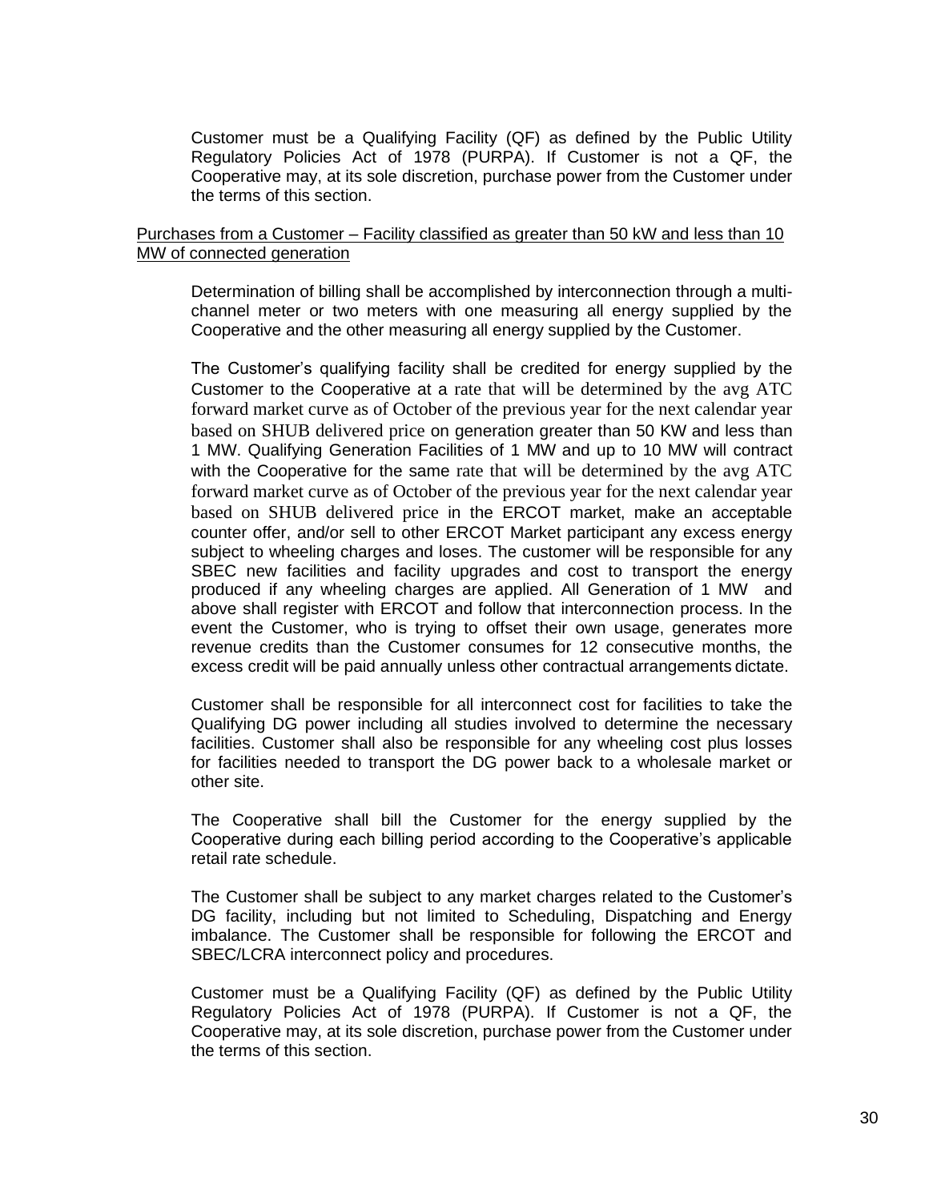Customer must be a Qualifying Facility (QF) as defined by the Public Utility Regulatory Policies Act of 1978 (PURPA). If Customer is not a QF, the Cooperative may, at its sole discretion, purchase power from the Customer under the terms of this section.

<u>Purchases from a Customer – Facility classified as greater than 50 kW and less than 10 MW of connected generation</u>

Determination of billing shall be accomplished by interconnection through a multi-channel meter or two meters with one measuring all energy supplied by the Cooperative and the other measuring all energy supplied by the Customer.

The Customer's qualifying facility shall be credited for energy supplied by the Customer to the Cooperative at a rate that will be determined by the avg ATC forward market curve as of October of the previous year for the next calendar year based on SHUB delivered price on generation greater than 50 KW and less than 1 MW. Qualifying Generation Facilities of 1 MW and up to 10 MW will contract with the Cooperative for the same rate that will be determined by the avg ATC forward market curve as of October of the previous year for the next calendar year based on SHUB delivered price in the ERCOT market, make an acceptable counter offer, and/or sell to other ERCOT Market participant any excess energy subject to wheeling charges and loses. The customer will be responsible for any SBEC new facilities and facility upgrades and cost to transport the energy produced if any wheeling charges are applied. All Generation of 1 MW and above shall register with ERCOT and follow that interconnection process. In the event the Customer, who is trying to offset their own usage, generates more revenue credits than the Customer consumes for 12 consecutive months, the excess credit will be paid annually unless other contractual arrangements dictate.

Customer shall be responsible for all interconnect cost for facilities to take the Qualifying DG power including all studies involved to determine the necessary facilities. Customer shall also be responsible for any wheeling cost plus losses for facilities needed to transport the DG power back to a wholesale market or other site.

The Cooperative shall bill the Customer for the energy supplied by the Cooperative during each billing period according to the Cooperative's applicable retail rate schedule.

The Customer shall be subject to any market charges related to the Customer's DG facility, including but not limited to Scheduling, Dispatching and Energy imbalance. The Customer shall be responsible for following the ERCOT and SBEC/LCRA interconnect policy and procedures.

Customer must be a Qualifying Facility (QF) as defined by the Public Utility Regulatory Policies Act of 1978 (PURPA). If Customer is not a QF, the Cooperative may, at its sole discretion, purchase power from the Customer under the terms of this section.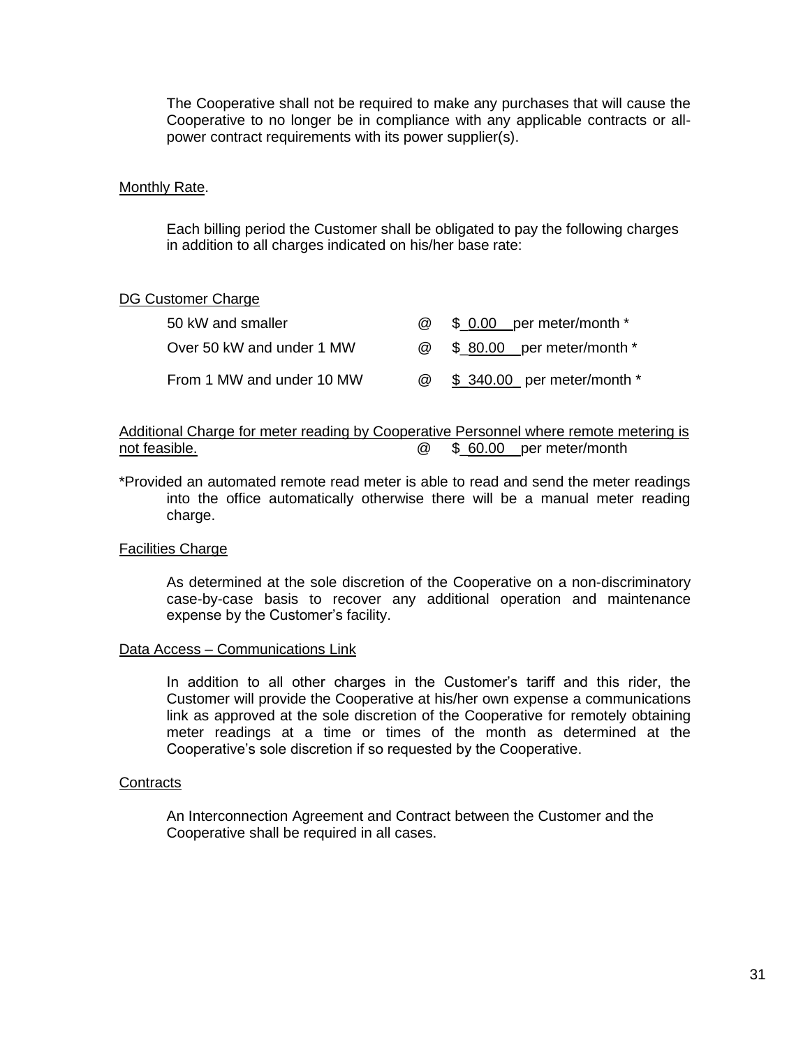The Cooperative shall not be required to make any purchases that will cause the Cooperative to no longer be in compliance with any applicable contracts or all-power contract requirements with its power supplier(s).

Monthly Rate.

Each billing period the Customer shall be obligated to pay the following charges in addition to all charges indicated on his/her base rate:

DG Customer Charge

| | | |
|---|---|---|
| 50 kW and smaller | @ | $ 0.00 per meter/month * |
| Over 50 kW and under 1 MW | @ | $ 80.00 per meter/month * |
| From 1 MW and under 10 MW | @ | $ 340.00 per meter/month * |

Additional Charge for meter reading by Cooperative Personnel where remote metering is not feasible. @ $ 60.00 per meter/month

*Provided an automated remote read meter is able to read and send the meter readings into the office automatically otherwise there will be a manual meter reading charge.

Facilities Charge

As determined at the sole discretion of the Cooperative on a non-discriminatory case-by-case basis to recover any additional operation and maintenance expense by the Customer's facility.

Data Access – Communications Link

In addition to all other charges in the Customer's tariff and this rider, the Customer will provide the Cooperative at his/her own expense a communications link as approved at the sole discretion of the Cooperative for remotely obtaining meter readings at a time or times of the month as determined at the Cooperative's sole discretion if so requested by the Cooperative.

Contracts

An Interconnection Agreement and Contract between the Customer and the Cooperative shall be required in all cases.